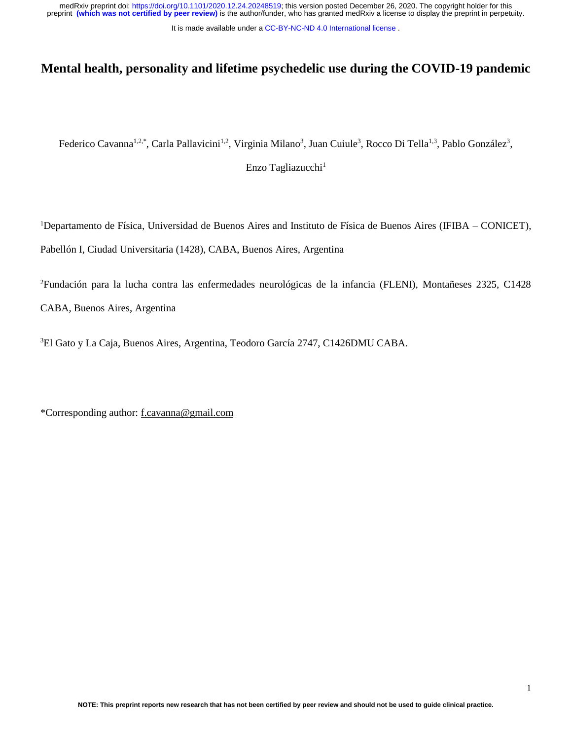# Mental health, personality and lifetime psychedelic use during the COVID-19 pandemic

Federico Cavanna[1,2,*], Carla Pallavicini[1,2], Virginia Milano[3], Juan Cuiule[3], Rocco Di Tella[1,3], Pablo González[3], Enzo Tagliazucchi[1]

[1]Departamento de Física, Universidad de Buenos Aires and Instituto de Física de Buenos Aires (IFIBA – CONICET), Pabellón I, Ciudad Universitaria (1428), CABA, Buenos Aires, Argentina

[2]Fundación para la lucha contra las enfermedades neurológicas de la infancia (FLENI), Montañeses 2325, C1428 CABA, Buenos Aires, Argentina

[3]El Gato y La Caja, Buenos Aires, Argentina, Teodoro García 2747, C1426DMU CABA.

*Corresponding author: f.cavanna@gmail.com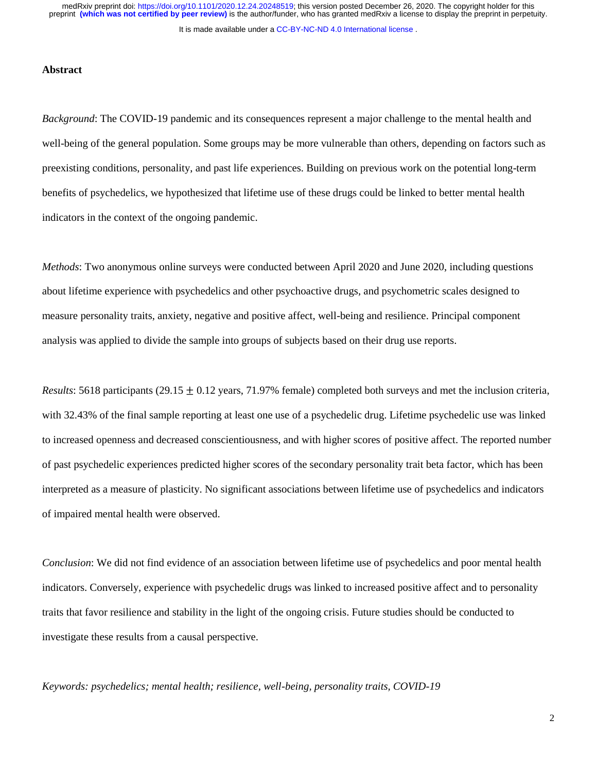## Abstract

*Background*: The COVID-19 pandemic and its consequences represent a major challenge to the mental health and well-being of the general population. Some groups may be more vulnerable than others, depending on factors such as preexisting conditions, personality, and past life experiences. Building on previous work on the potential long-term benefits of psychedelics, we hypothesized that lifetime use of these drugs could be linked to better mental health indicators in the context of the ongoing pandemic.

*Methods*: Two anonymous online surveys were conducted between April 2020 and June 2020, including questions about lifetime experience with psychedelics and other psychoactive drugs, and psychometric scales designed to measure personality traits, anxiety, negative and positive affect, well-being and resilience. Principal component analysis was applied to divide the sample into groups of subjects based on their drug use reports.

*Results*: 5618 participants (29.15 $\pm$ 0.12 years, 71.97% female) completed both surveys and met the inclusion criteria, with 32.43% of the final sample reporting at least one use of a psychedelic drug. Lifetime psychedelic use was linked to increased openness and decreased conscientiousness, and with higher scores of positive affect. The reported number of past psychedelic experiences predicted higher scores of the secondary personality trait beta factor, which has been interpreted as a measure of plasticity. No significant associations between lifetime use of psychedelics and indicators of impaired mental health were observed.

*Conclusion*: We did not find evidence of an association between lifetime use of psychedelics and poor mental health indicators. Conversely, experience with psychedelic drugs was linked to increased positive affect and to personality traits that favor resilience and stability in the light of the ongoing crisis. Future studies should be conducted to investigate these results from a causal perspective.

*Keywords: psychedelics; mental health; resilience, well-being, personality traits, COVID-19*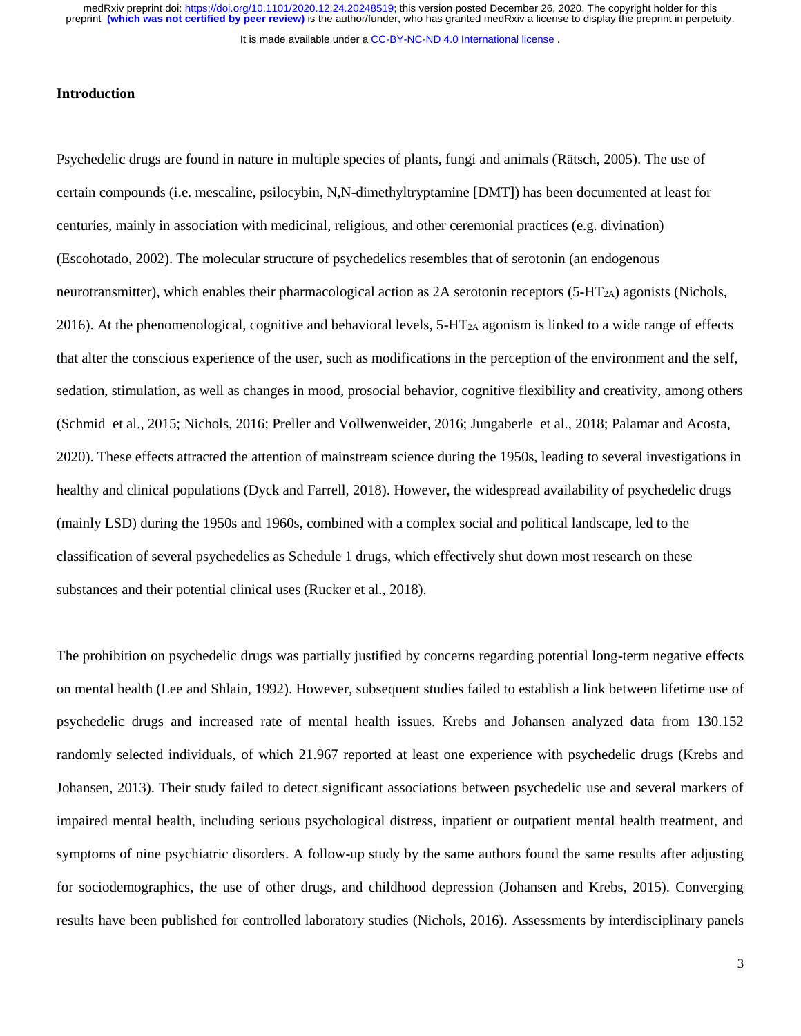## Introduction

Psychedelic drugs are found in nature in multiple species of plants, fungi and animals (Rätsch, 2005). The use of certain compounds (i.e. mescaline, psilocybin, N,N-dimethyltryptamine [DMT]) has been documented at least for centuries, mainly in association with medicinal, religious, and other ceremonial practices (e.g. divination) (Escohotado, 2002). The molecular structure of psychedelics resembles that of serotonin (an endogenous neurotransmitter), which enables their pharmacological action as 2A serotonin receptors (5-$HT_{2A}$) agonists (Nichols, 2016). At the phenomenological, cognitive and behavioral levels, 5-$HT_{2A}$ agonism is linked to a wide range of effects that alter the conscious experience of the user, such as modifications in the perception of the environment and the self, sedation, stimulation, as well as changes in mood, prosocial behavior, cognitive flexibility and creativity, among others (Schmid et al., 2015; Nichols, 2016; Preller and Vollwenweider, 2016; Jungaberle et al., 2018; Palamar and Acosta, 2020). These effects attracted the attention of mainstream science during the 1950s, leading to several investigations in healthy and clinical populations (Dyck and Farrell, 2018). However, the widespread availability of psychedelic drugs (mainly LSD) during the 1950s and 1960s, combined with a complex social and political landscape, led to the classification of several psychedelics as Schedule 1 drugs, which effectively shut down most research on these substances and their potential clinical uses (Rucker et al., 2018).

The prohibition on psychedelic drugs was partially justified by concerns regarding potential long-term negative effects on mental health (Lee and Shlain, 1992). However, subsequent studies failed to establish a link between lifetime use of psychedelic drugs and increased rate of mental health issues. Krebs and Johansen analyzed data from 130.152 randomly selected individuals, of which 21.967 reported at least one experience with psychedelic drugs (Krebs and Johansen, 2013). Their study failed to detect significant associations between psychedelic use and several markers of impaired mental health, including serious psychological distress, inpatient or outpatient mental health treatment, and symptoms of nine psychiatric disorders. A follow-up study by the same authors found the same results after adjusting for sociodemographics, the use of other drugs, and childhood depression (Johansen and Krebs, 2015). Converging results have been published for controlled laboratory studies (Nichols, 2016). Assessments by interdisciplinary panels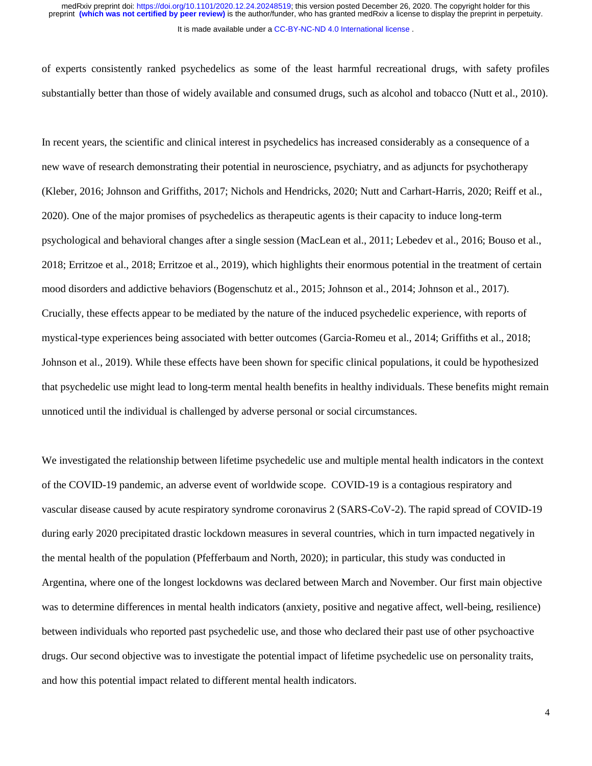of experts consistently ranked psychedelics as some of the least harmful recreational drugs, with safety profiles substantially better than those of widely available and consumed drugs, such as alcohol and tobacco (Nutt et al., 2010).

In recent years, the scientific and clinical interest in psychedelics has increased considerably as a consequence of a new wave of research demonstrating their potential in neuroscience, psychiatry, and as adjuncts for psychotherapy (Kleber, 2016; Johnson and Griffiths, 2017; Nichols and Hendricks, 2020; Nutt and Carhart-Harris, 2020; Reiff et al., 2020). One of the major promises of psychedelics as therapeutic agents is their capacity to induce long-term psychological and behavioral changes after a single session (MacLean et al., 2011; Lebedev et al., 2016; Bouso et al., 2018; Erritzoe et al., 2018; Erritzoe et al., 2019), which highlights their enormous potential in the treatment of certain mood disorders and addictive behaviors (Bogenschutz et al., 2015; Johnson et al., 2014; Johnson et al., 2017). Crucially, these effects appear to be mediated by the nature of the induced psychedelic experience, with reports of mystical-type experiences being associated with better outcomes (Garcia-Romeu et al., 2014; Griffiths et al., 2018; Johnson et al., 2019). While these effects have been shown for specific clinical populations, it could be hypothesized that psychedelic use might lead to long-term mental health benefits in healthy individuals. These benefits might remain unnoticed until the individual is challenged by adverse personal or social circumstances.

We investigated the relationship between lifetime psychedelic use and multiple mental health indicators in the context of the COVID-19 pandemic, an adverse event of worldwide scope. COVID-19 is a contagious respiratory and vascular disease caused by acute respiratory syndrome coronavirus 2 (SARS-CoV-2). The rapid spread of COVID-19 during early 2020 precipitated drastic lockdown measures in several countries, which in turn impacted negatively in the mental health of the population (Pfefferbaum and North, 2020); in particular, this study was conducted in Argentina, where one of the longest lockdowns was declared between March and November. Our first main objective was to determine differences in mental health indicators (anxiety, positive and negative affect, well-being, resilience) between individuals who reported past psychedelic use, and those who declared their past use of other psychoactive drugs. Our second objective was to investigate the potential impact of lifetime psychedelic use on personality traits, and how this potential impact related to different mental health indicators.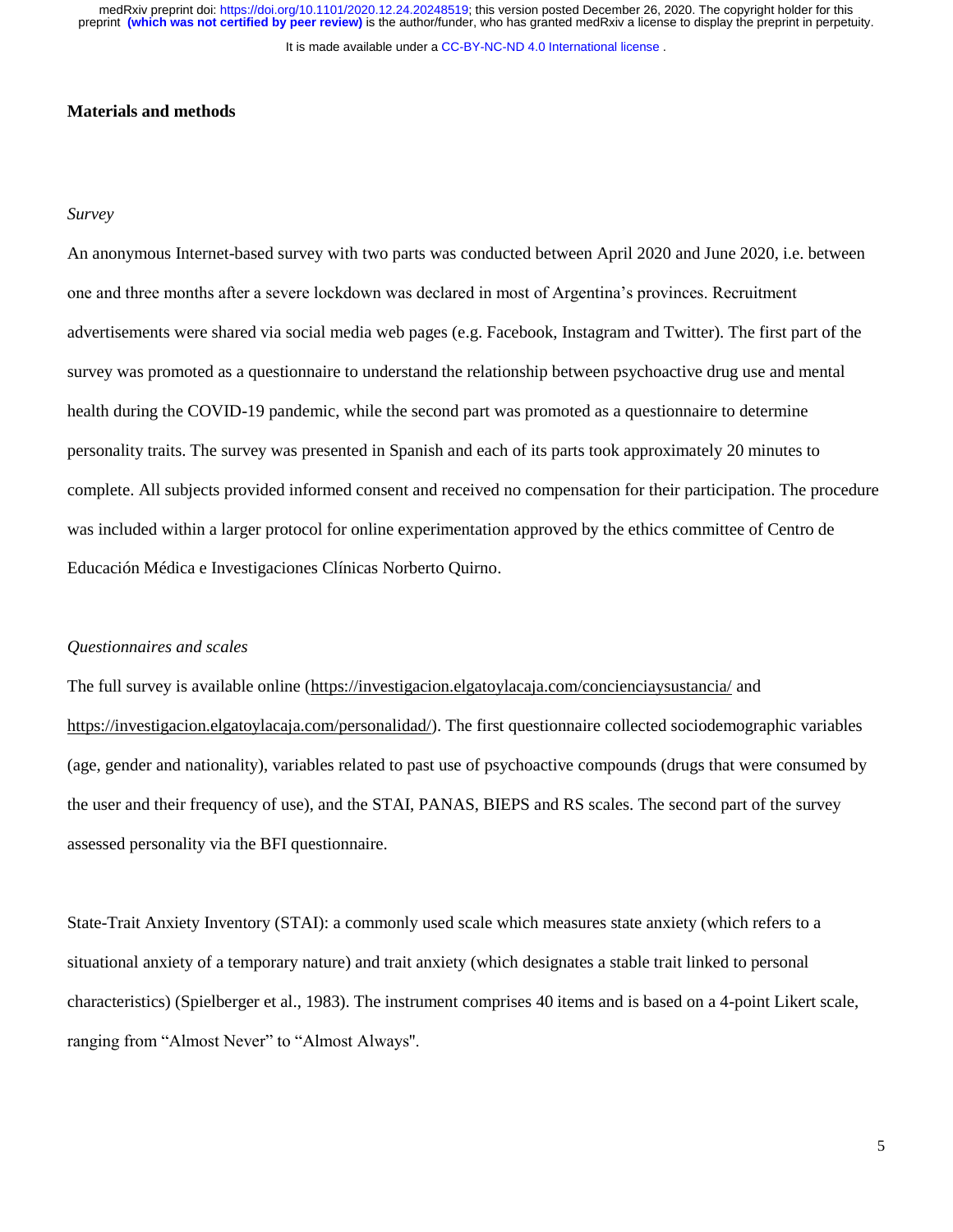## Materials and methods

### *Survey*

An anonymous Internet-based survey with two parts was conducted between April 2020 and June 2020, i.e. between one and three months after a severe lockdown was declared in most of Argentina's provinces. Recruitment advertisements were shared via social media web pages (e.g. Facebook, Instagram and Twitter). The first part of the survey was promoted as a questionnaire to understand the relationship between psychoactive drug use and mental health during the COVID-19 pandemic, while the second part was promoted as a questionnaire to determine personality traits. The survey was presented in Spanish and each of its parts took approximately 20 minutes to complete. All subjects provided informed consent and received no compensation for their participation. The procedure was included within a larger protocol for online experimentation approved by the ethics committee of Centro de Educación Médica e Investigaciones Clínicas Norberto Quirno.

### *Questionnaires and scales*

The full survey is available online (https://investigacion.elgatoylacaja.com/concienciaysustancia/ and https://investigacion.elgatoylacaja.com/personalidad/). The first questionnaire collected sociodemographic variables (age, gender and nationality), variables related to past use of psychoactive compounds (drugs that were consumed by the user and their frequency of use), and the STAI, PANAS, BIEPS and RS scales. The second part of the survey assessed personality via the BFI questionnaire.

State-Trait Anxiety Inventory (STAI): a commonly used scale which measures state anxiety (which refers to a situational anxiety of a temporary nature) and trait anxiety (which designates a stable trait linked to personal characteristics) (Spielberger et al., 1983). The instrument comprises 40 items and is based on a 4-point Likert scale, ranging from "Almost Never" to "Almost Always".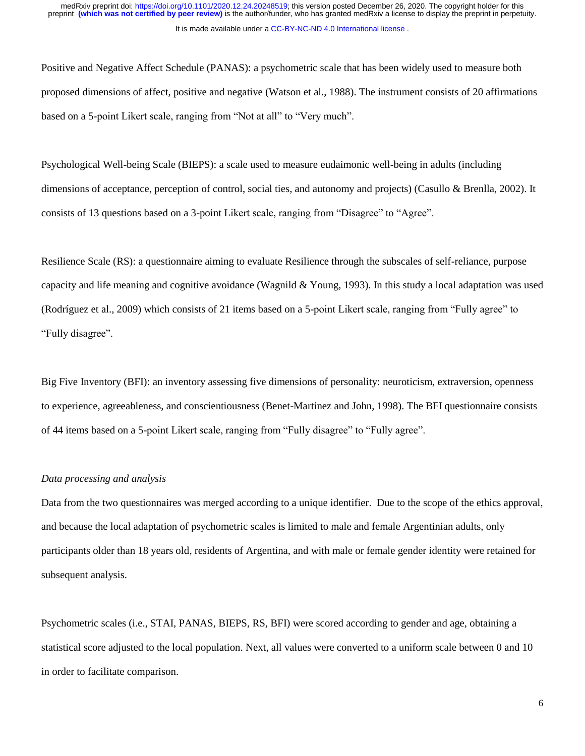Positive and Negative Affect Schedule (PANAS): a psychometric scale that has been widely used to measure both proposed dimensions of affect, positive and negative (Watson et al., 1988). The instrument consists of 20 affirmations based on a 5-point Likert scale, ranging from "Not at all" to "Very much".

Psychological Well-being Scale (BIEPS): a scale used to measure eudaimonic well-being in adults (including dimensions of acceptance, perception of control, social ties, and autonomy and projects) (Casullo & Brenlla, 2002). It consists of 13 questions based on a 3-point Likert scale, ranging from "Disagree" to "Agree".

Resilience Scale (RS): a questionnaire aiming to evaluate Resilience through the subscales of self-reliance, purpose capacity and life meaning and cognitive avoidance (Wagnild & Young, 1993). In this study a local adaptation was used (Rodríguez et al., 2009) which consists of 21 items based on a 5-point Likert scale, ranging from "Fully agree" to "Fully disagree".

Big Five Inventory (BFI): an inventory assessing five dimensions of personality: neuroticism, extraversion, openness to experience, agreeableness, and conscientiousness (Benet-Martinez and John, 1998). The BFI questionnaire consists of 44 items based on a 5-point Likert scale, ranging from "Fully disagree" to "Fully agree".

*Data processing and analysis*

Data from the two questionnaires was merged according to a unique identifier. Due to the scope of the ethics approval, and because the local adaptation of psychometric scales is limited to male and female Argentinian adults, only participants older than 18 years old, residents of Argentina, and with male or female gender identity were retained for subsequent analysis.

Psychometric scales (i.e., STAI, PANAS, BIEPS, RS, BFI) were scored according to gender and age, obtaining a statistical score adjusted to the local population. Next, all values were converted to a uniform scale between 0 and 10 in order to facilitate comparison.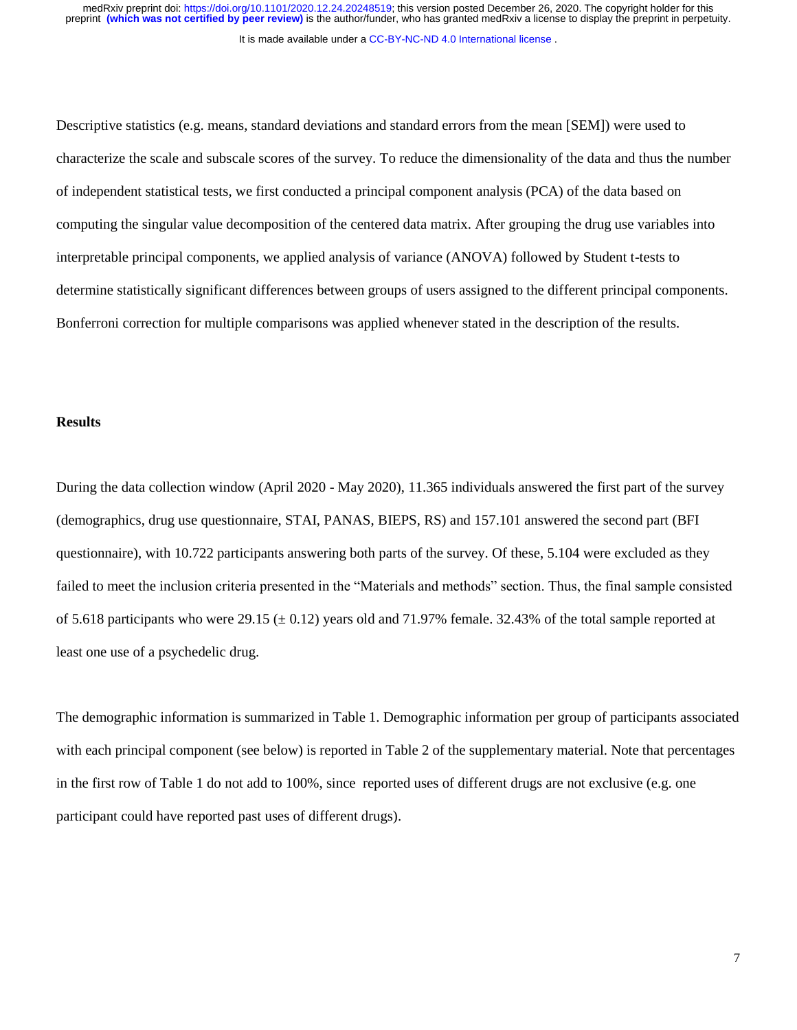Descriptive statistics (e.g. means, standard deviations and standard errors from the mean [SEM]) were used to characterize the scale and subscale scores of the survey. To reduce the dimensionality of the data and thus the number of independent statistical tests, we first conducted a principal component analysis (PCA) of the data based on computing the singular value decomposition of the centered data matrix. After grouping the drug use variables into interpretable principal components, we applied analysis of variance (ANOVA) followed by Student t-tests to determine statistically significant differences between groups of users assigned to the different principal components. Bonferroni correction for multiple comparisons was applied whenever stated in the description of the results.

## Results

During the data collection window (April 2020 - May 2020), 11.365 individuals answered the first part of the survey (demographics, drug use questionnaire, STAI, PANAS, BIEPS, RS) and 157.101 answered the second part (BFI questionnaire), with 10.722 participants answering both parts of the survey. Of these, 5.104 were excluded as they failed to meet the inclusion criteria presented in the "Materials and methods" section. Thus, the final sample consisted of 5.618 participants who were 29.15 ($\pm$ 0.12) years old and 71.97% female. 32.43% of the total sample reported at least one use of a psychedelic drug.

The demographic information is summarized in Table 1. Demographic information per group of participants associated with each principal component (see below) is reported in Table 2 of the supplementary material. Note that percentages in the first row of Table 1 do not add to 100%, since reported uses of different drugs are not exclusive (e.g. one participant could have reported past uses of different drugs).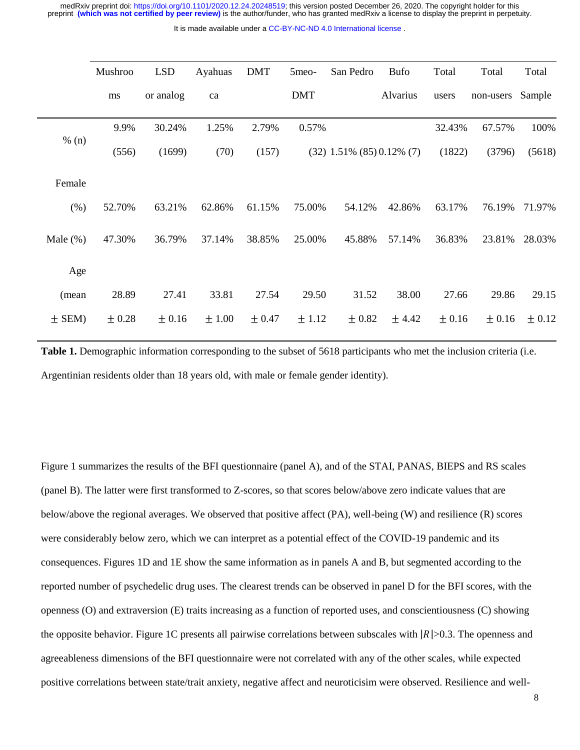| | Mushrooms | LSD or analog | Ayahuasca | DMT | 5meo-DMT | San Pedro | Bufo Alvarius | Total users | Total non-users | Total Sample |
|---|---|---|---|---|---|---|---|---|---|---|
| % (n) | 9.9% (556) | 30.24% (1699) | 1.25% (70) | 2.79% (157) | 0.57% (32) | 1.51% (85) | 0.12% (7) | 32.43% (1822) | 67.57% (3796) | 100% (5618) |
| Female (%) | 52.70% | 63.21% | 62.86% | 61.15% | 75.00% | 54.12% | 42.86% | 63.17% | 76.19% | 71.97% |
| Male (%) | 47.30% | 36.79% | 37.14% | 38.85% | 25.00% | 45.88% | 57.14% | 36.83% | 23.81% | 28.03% |
| Age (mean ± SEM) | 28.89 ± 0.28 | 27.41 ± 0.16 | 33.81 ± 1.00 | 27.54 ± 0.47 | 29.50 ± 1.12 | 31.52 ± 0.82 | 38.00 ± 4.42 | 27.66 ± 0.16 | 29.86 ± 0.16 | 29.15 ± 0.12 |

**Table 1.** Demographic information corresponding to the subset of 5618 participants who met the inclusion criteria (i.e. Argentinian residents older than 18 years old, with male or female gender identity).

Figure 1 summarizes the results of the BFI questionnaire (panel A), and of the STAI, PANAS, BIEPS and RS scales (panel B). The latter were first transformed to Z-scores, so that scores below/above zero indicate values that are below/above the regional averages. We observed that positive affect (PA), well-being (W) and resilience (R) scores were considerably below zero, which we can interpret as a potential effect of the COVID-19 pandemic and its consequences. Figures 1D and 1E show the same information as in panels A and B, but segmented according to the reported number of psychedelic drug uses. The clearest trends can be observed in panel D for the BFI scores, with the openness (O) and extraversion (E) traits increasing as a function of reported uses, and conscientiousness (C) showing the opposite behavior. Figure 1C presents all pairwise correlations between subscales with $|R|$>0.3. The openness and agreeableness dimensions of the BFI questionnaire were not correlated with any of the other scales, while expected positive correlations between state/trait anxiety, negative affect and neuroticisim were observed. Resilience and well-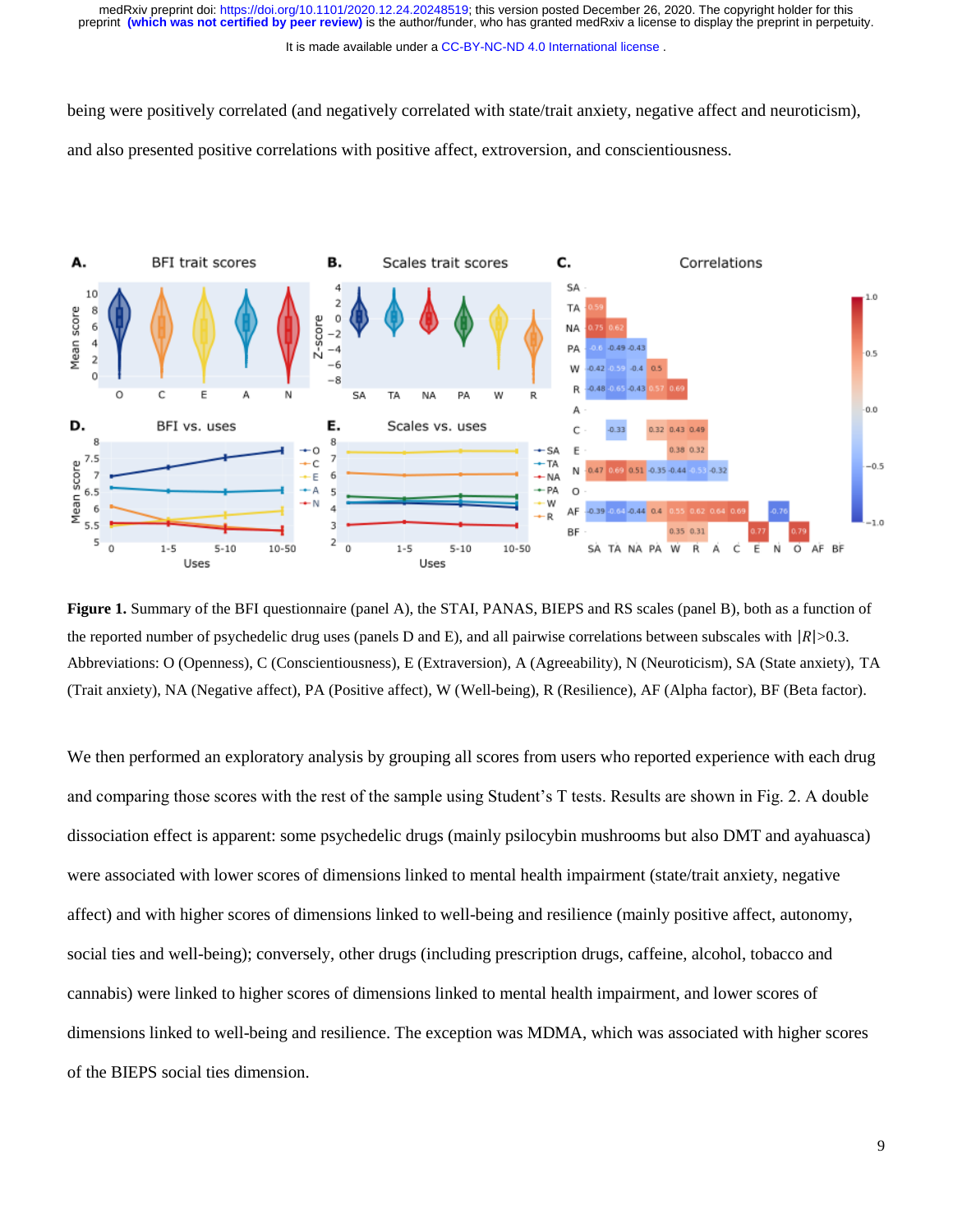being were positively correlated (and negatively correlated with state/trait anxiety, negative affect and neuroticism), and also presented positive correlations with positive affect, extroversion, and conscientiousness.

**Figure 1.** Summary of the BFI questionnaire (panel A), the STAI, PANAS, BIEPS and RS scales (panel B), both as a function of the reported number of psychedelic drug uses (panels D and E), and all pairwise correlations between subscales with $|R|>0.3$. Abbreviations: O (Openness), C (Conscientiousness), E (Extraversion), A (Agreeability), N (Neuroticism), SA (State anxiety), TA (Trait anxiety), NA (Negative affect), PA (Positive affect), W (Well-being), R (Resilience), AF (Alpha factor), BF (Beta factor).

We then performed an exploratory analysis by grouping all scores from users who reported experience with each drug and comparing those scores with the rest of the sample using Student's T tests. Results are shown in Fig. 2. A double dissociation effect is apparent: some psychedelic drugs (mainly psilocybin mushrooms but also DMT and ayahuasca) were associated with lower scores of dimensions linked to mental health impairment (state/trait anxiety, negative affect) and with higher scores of dimensions linked to well-being and resilience (mainly positive affect, autonomy, social ties and well-being); conversely, other drugs (including prescription drugs, caffeine, alcohol, tobacco and cannabis) were linked to higher scores of dimensions linked to mental health impairment, and lower scores of dimensions linked to well-being and resilience. The exception was MDMA, which was associated with higher scores of the BIEPS social ties dimension.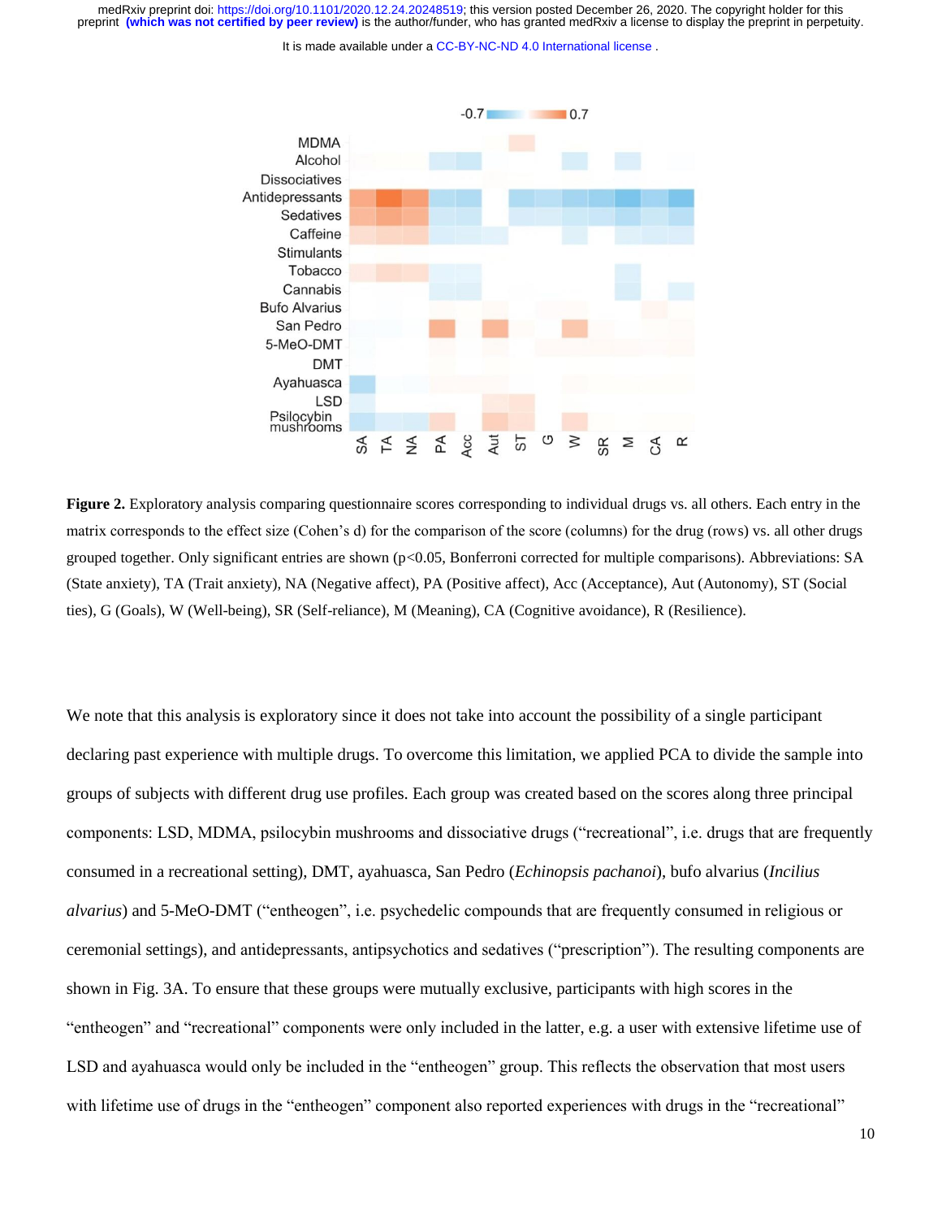**Figure 2.** Exploratory analysis comparing questionnaire scores corresponding to individual drugs vs. all others. Each entry in the matrix corresponds to the effect size (Cohen's d) for the comparison of the score (columns) for the drug (rows) vs. all other drugs grouped together. Only significant entries are shown ($p<0.05$, Bonferroni corrected for multiple comparisons). Abbreviations: SA (State anxiety), TA (Trait anxiety), NA (Negative affect), PA (Positive affect), Acc (Acceptance), Aut (Autonomy), ST (Social ties), G (Goals), W (Well-being), SR (Self-reliance), M (Meaning), CA (Cognitive avoidance), R (Resilience).

We note that this analysis is exploratory since it does not take into account the possibility of a single participant declaring past experience with multiple drugs. To overcome this limitation, we applied PCA to divide the sample into groups of subjects with different drug use profiles. Each group was created based on the scores along three principal components: LSD, MDMA, psilocybin mushrooms and dissociative drugs ("recreational", i.e. drugs that are frequently consumed in a recreational setting), DMT, ayahuasca, San Pedro (*Echinopsis pachanoi*), bufo alvarius (*Incilius alvarius*) and 5-MeO-DMT ("entheogen", i.e. psychedelic compounds that are frequently consumed in religious or ceremonial settings), and antidepressants, antipsychotics and sedatives ("prescription"). The resulting components are shown in Fig. 3A. To ensure that these groups were mutually exclusive, participants with high scores in the "entheogen" and "recreational" components were only included in the latter, e.g. a user with extensive lifetime use of LSD and ayahuasca would only be included in the "entheogen" group. This reflects the observation that most users with lifetime use of drugs in the "entheogen" component also reported experiences with drugs in the "recreational"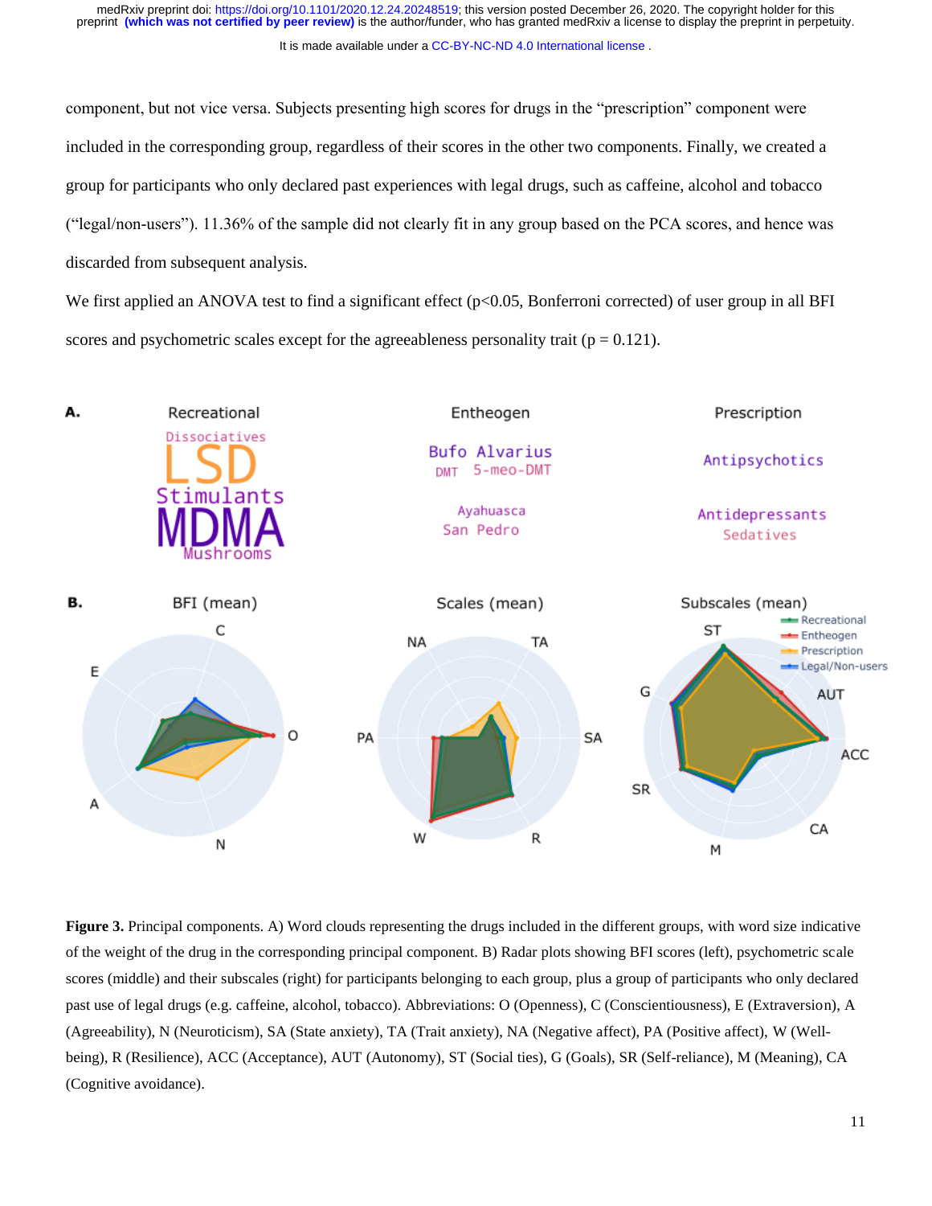component, but not vice versa. Subjects presenting high scores for drugs in the "prescription" component were included in the corresponding group, regardless of their scores in the other two components. Finally, we created a group for participants who only declared past experiences with legal drugs, such as caffeine, alcohol and tobacco ("legal/non-users"). 11.36% of the sample did not clearly fit in any group based on the PCA scores, and hence was discarded from subsequent analysis.

We first applied an ANOVA test to find a significant effect ($p<0.05$, Bonferroni corrected) of user group in all BFI scores and psychometric scales except for the agreeableness personality trait ($p = 0.121$).

**Figure 3.** Principal components. A) Word clouds representing the drugs included in the different groups, with word size indicative of the weight of the drug in the corresponding principal component. B) Radar plots showing BFI scores (left), psychometric scale scores (middle) and their subscales (right) for participants belonging to each group, plus a group of participants who only declared past use of legal drugs (e.g. caffeine, alcohol, tobacco). Abbreviations: O (Openness), C (Conscientiousness), E (Extraversion), A (Agreeability), N (Neuroticism), SA (State anxiety), TA (Trait anxiety), NA (Negative affect), PA (Positive affect), W (Well-being), R (Resilience), ACC (Acceptance), AUT (Autonomy), ST (Social ties), G (Goals), SR (Self-reliance), M (Meaning), CA (Cognitive avoidance).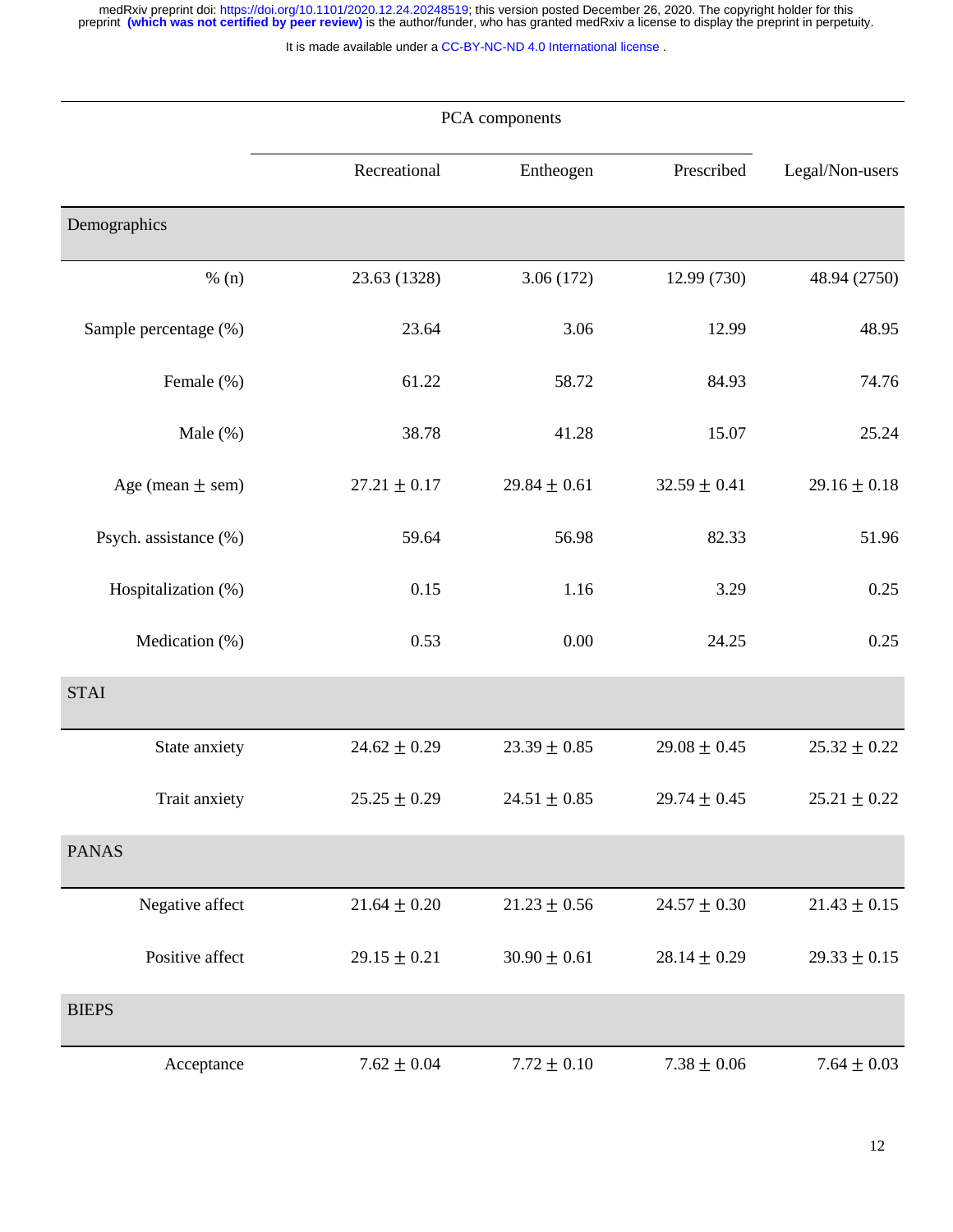| | PCA components | | | |
|---|---|---|---|---|
| | Recreational | Entheogen | Prescribed | Legal/Non-users |
| **Demographics** | | | | |
| % (n) | 23.63 (1328) | 3.06 (172) | 12.99 (730) | 48.94 (2750) |
| Sample percentage (%) | 23.64 | 3.06 | 12.99 | 48.95 |
| Female (%) | 61.22 | 58.72 | 84.93 | 74.76 |
| Male (%) | 38.78 | 41.28 | 15.07 | 25.24 |
| Age (mean ± sem) | 27.21 ± 0.17 | 29.84 ± 0.61 | 32.59 ± 0.41 | 29.16 ± 0.18 |
| Psych. assistance (%) | 59.64 | 56.98 | 82.33 | 51.96 |
| Hospitalization (%) | 0.15 | 1.16 | 3.29 | 0.25 |
| Medication (%) | 0.53 | 0.00 | 24.25 | 0.25 |
| **STAI** | | | | |
| State anxiety | 24.62 ± 0.29 | 23.39 ± 0.85 | 29.08 ± 0.45 | 25.32 ± 0.22 |
| Trait anxiety | 25.25 ± 0.29 | 24.51 ± 0.85 | 29.74 ± 0.45 | 25.21 ± 0.22 |
| **PANAS** | | | | |
| Negative affect | 21.64 ± 0.20 | 21.23 ± 0.56 | 24.57 ± 0.30 | 21.43 ± 0.15 |
| Positive affect | 29.15 ± 0.21 | 30.90 ± 0.61 | 28.14 ± 0.29 | 29.33 ± 0.15 |
| **BIEPS** | | | | |
| Acceptance | 7.62 ± 0.04 | 7.72 ± 0.10 | 7.38 ± 0.06 | 7.64 ± 0.03 |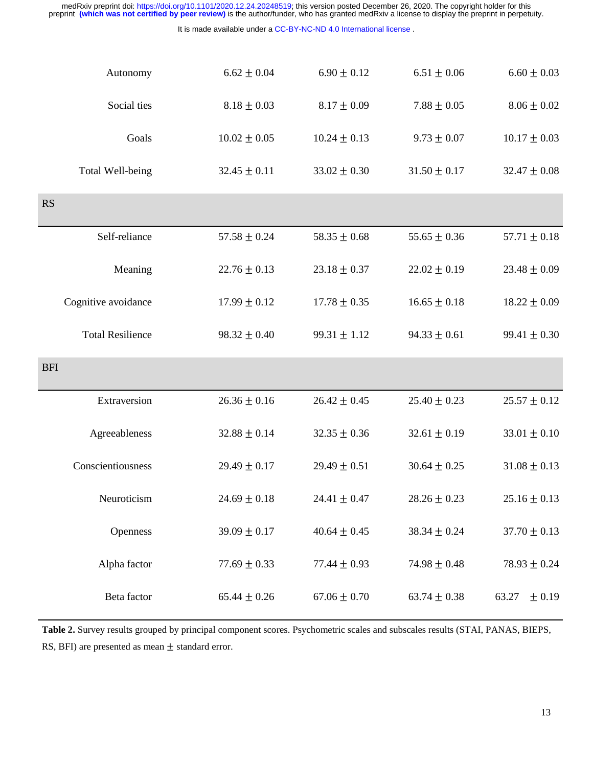| | | | | |
|---|---|---|---|---|
| Autonomy | 6.62 ± 0.04 | 6.90 ± 0.12 | 6.51 ± 0.06 | 6.60 ± 0.03 |
| Social ties | 8.18 ± 0.03 | 8.17 ± 0.09 | 7.88 ± 0.05 | 8.06 ± 0.02 |
| Goals | 10.02 ± 0.05 | 10.24 ± 0.13 | 9.73 ± 0.07 | 10.17 ± 0.03 |
| Total Well-being | 32.45 ± 0.11 | 33.02 ± 0.30 | 31.50 ± 0.17 | 32.47 ± 0.08 |
| RS | | | | |
| Self-reliance | 57.58 ± 0.24 | 58.35 ± 0.68 | 55.65 ± 0.36 | 57.71 ± 0.18 |
| Meaning | 22.76 ± 0.13 | 23.18 ± 0.37 | 22.02 ± 0.19 | 23.48 ± 0.09 |
| Cognitive avoidance | 17.99 ± 0.12 | 17.78 ± 0.35 | 16.65 ± 0.18 | 18.22 ± 0.09 |
| Total Resilience | 98.32 ± 0.40 | 99.31 ± 1.12 | 94.33 ± 0.61 | 99.41 ± 0.30 |
| BFI | | | | |
| Extraversion | 26.36 ± 0.16 | 26.42 ± 0.45 | 25.40 ± 0.23 | 25.57 ± 0.12 |
| Agreeableness | 32.88 ± 0.14 | 32.35 ± 0.36 | 32.61 ± 0.19 | 33.01 ± 0.10 |
| Conscientiousness | 29.49 ± 0.17 | 29.49 ± 0.51 | 30.64 ± 0.25 | 31.08 ± 0.13 |
| Neuroticism | 24.69 ± 0.18 | 24.41 ± 0.47 | 28.26 ± 0.23 | 25.16 ± 0.13 |
| Openness | 39.09 ± 0.17 | 40.64 ± 0.45 | 38.34 ± 0.24 | 37.70 ± 0.13 |
| Alpha factor | 77.69 ± 0.33 | 77.44 ± 0.93 | 74.98 ± 0.48 | 78.93 ± 0.24 |
| Beta factor | 65.44 ± 0.26 | 67.06 ± 0.70 | 63.74 ± 0.38 | 63.27 ± 0.19 |

**Table 2.** Survey results grouped by principal component scores. Psychometric scales and subscales results (STAI, PANAS, BIEPS, RS, BFI) are presented as mean ± standard error.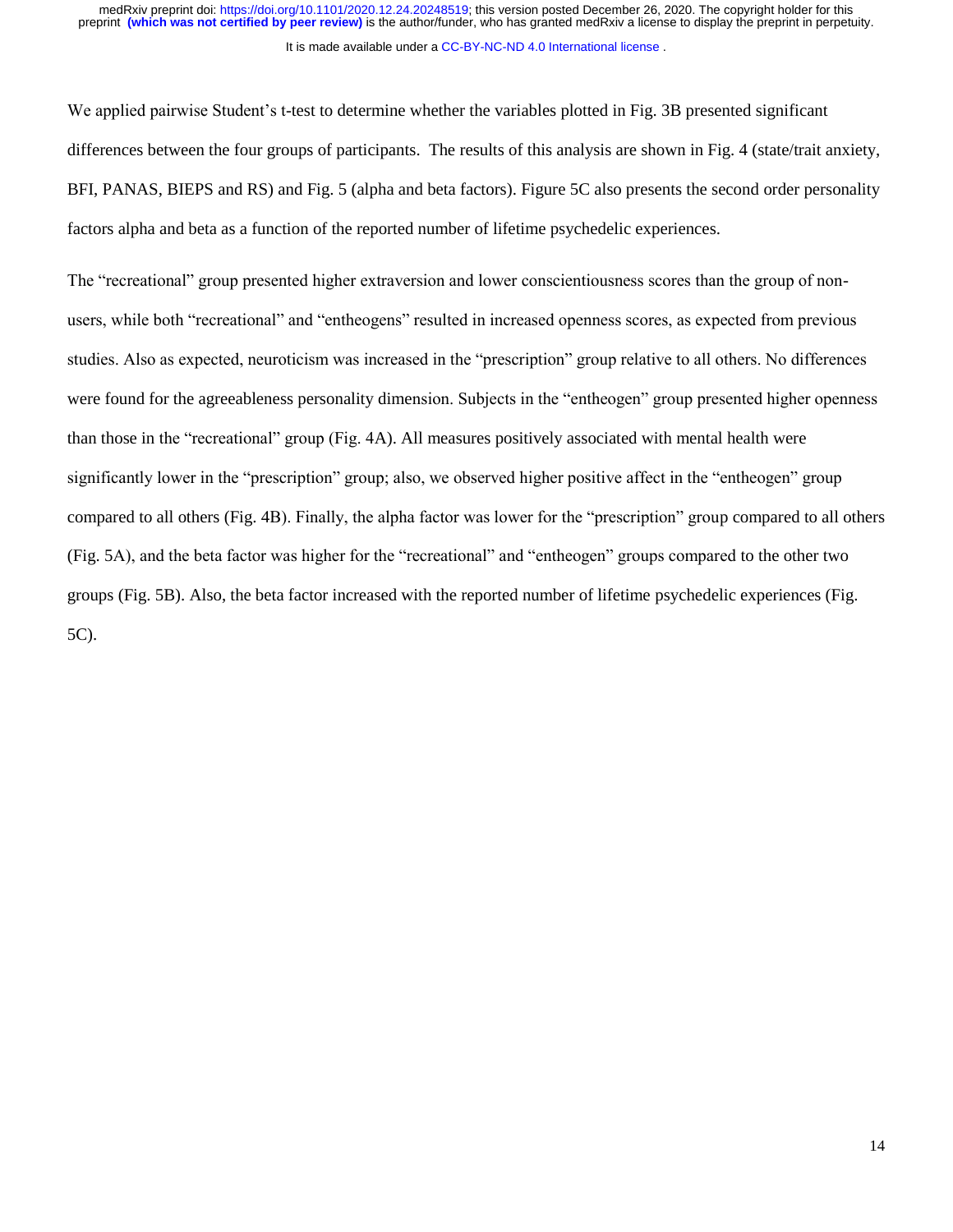We applied pairwise Student's t-test to determine whether the variables plotted in Fig. 3B presented significant differences between the four groups of participants. The results of this analysis are shown in Fig. 4 (state/trait anxiety, BFI, PANAS, BIEPS and RS) and Fig. 5 (alpha and beta factors). Figure 5C also presents the second order personality factors alpha and beta as a function of the reported number of lifetime psychedelic experiences.

The "recreational" group presented higher extraversion and lower conscientiousness scores than the group of non-users, while both "recreational" and "entheogens" resulted in increased openness scores, as expected from previous studies. Also as expected, neuroticism was increased in the "prescription" group relative to all others. No differences were found for the agreeableness personality dimension. Subjects in the "entheogen" group presented higher openness than those in the "recreational" group (Fig. 4A). All measures positively associated with mental health were significantly lower in the "prescription" group; also, we observed higher positive affect in the "entheogen" group compared to all others (Fig. 4B). Finally, the alpha factor was lower for the "prescription" group compared to all others (Fig. 5A), and the beta factor was higher for the "recreational" and "entheogen" groups compared to the other two groups (Fig. 5B). Also, the beta factor increased with the reported number of lifetime psychedelic experiences (Fig. 5C).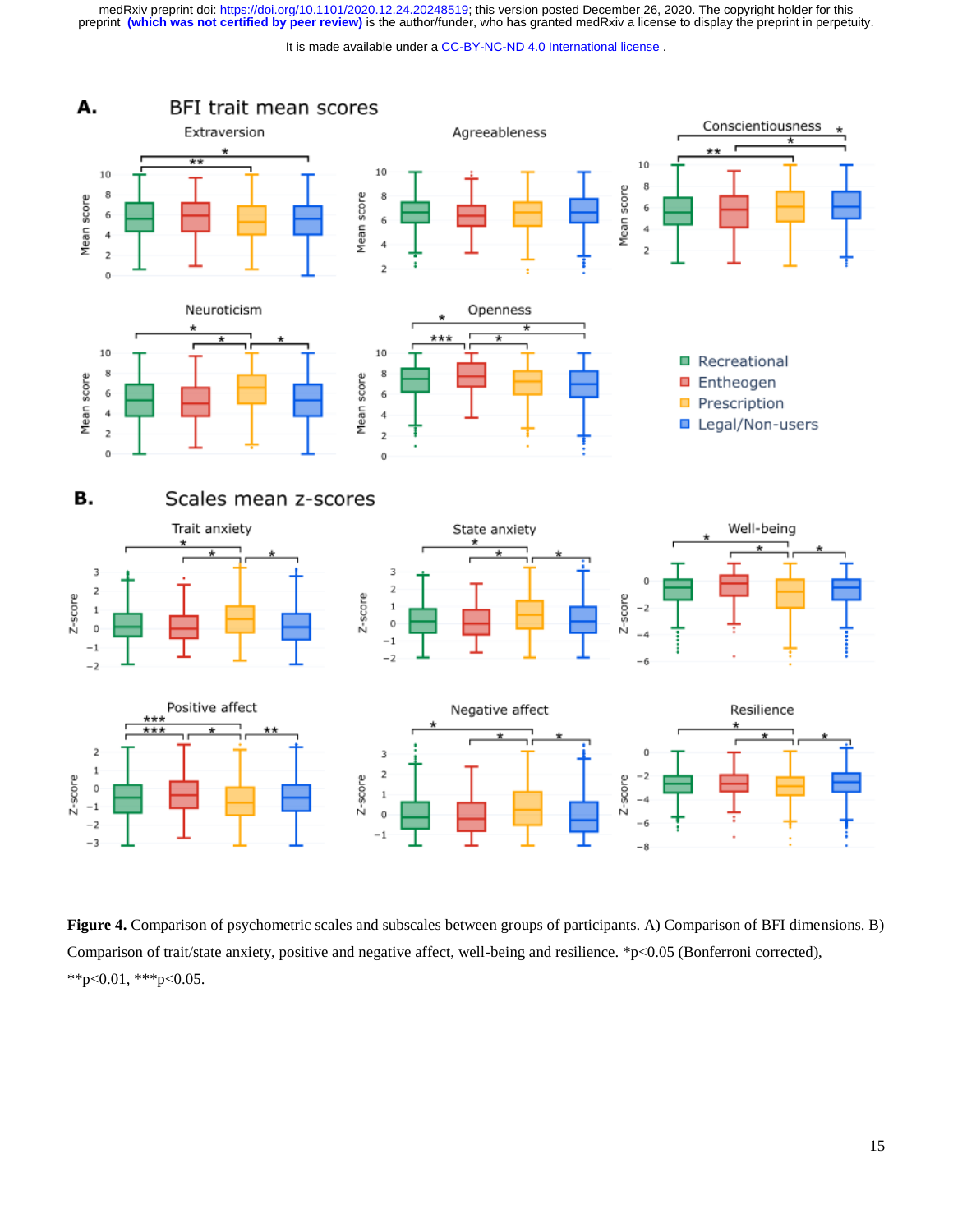**Figure 4.** Comparison of psychometric scales and subscales between groups of participants. A) Comparison of BFI dimensions. B) Comparison of trait/state anxiety, positive and negative affect, well-being and resilience. *p<0.05 (Bonferroni corrected), **p<0.01, ***p<0.05.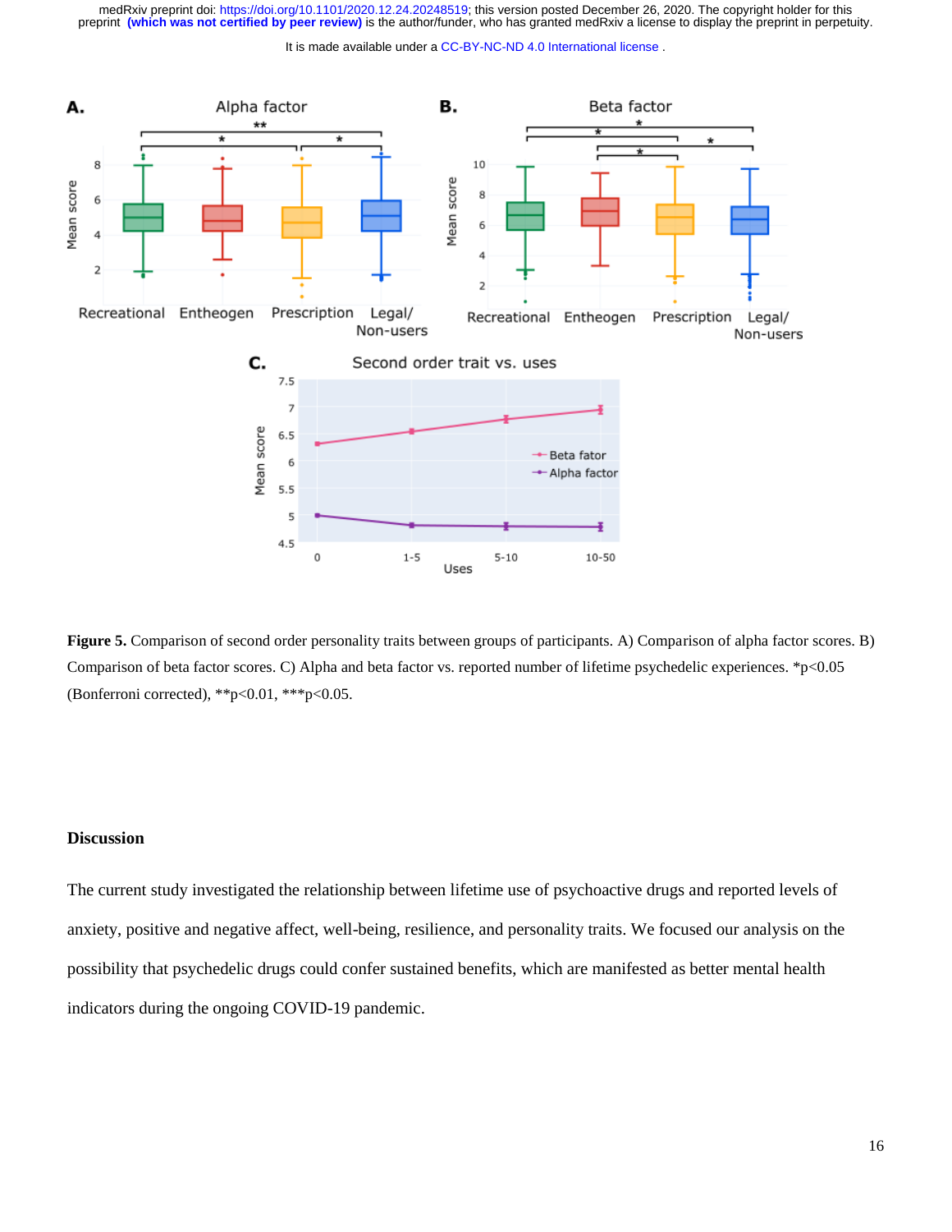**Figure 5.** Comparison of second order personality traits between groups of participants. A) Comparison of alpha factor scores. B) Comparison of beta factor scores. C) Alpha and beta factor vs. reported number of lifetime psychedelic experiences. *p<0.05 (Bonferroni corrected), **p<0.01, ***p<0.05.

## Discussion

The current study investigated the relationship between lifetime use of psychoactive drugs and reported levels of anxiety, positive and negative affect, well-being, resilience, and personality traits. We focused our analysis on the possibility that psychedelic drugs could confer sustained benefits, which are manifested as better mental health indicators during the ongoing COVID-19 pandemic.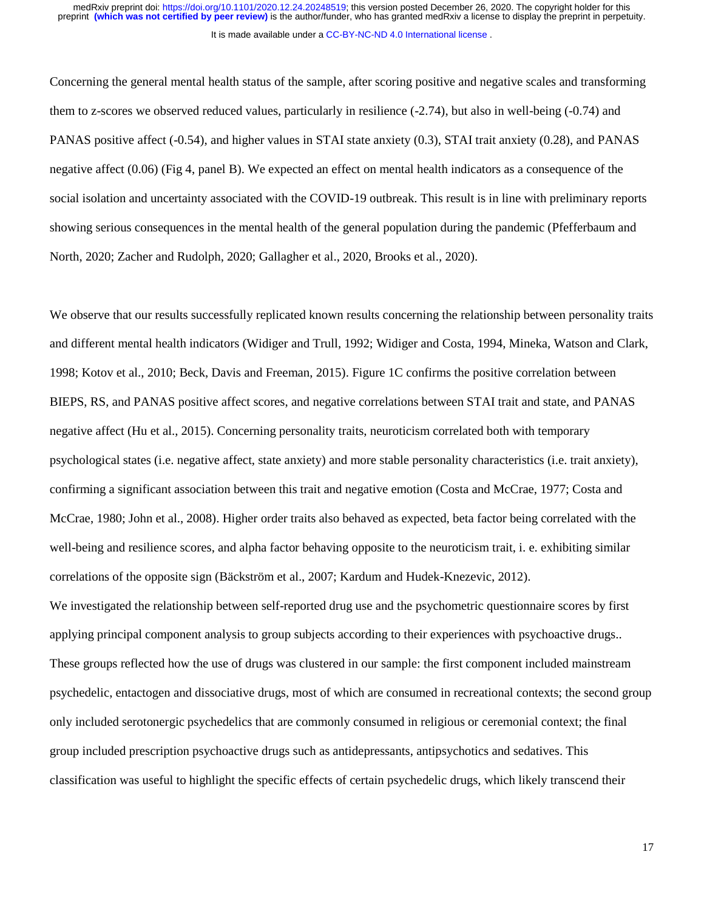Concerning the general mental health status of the sample, after scoring positive and negative scales and transforming them to z-scores we observed reduced values, particularly in resilience (-2.74), but also in well-being (-0.74) and PANAS positive affect (-0.54), and higher values in STAI state anxiety (0.3), STAI trait anxiety (0.28), and PANAS negative affect (0.06) (Fig 4, panel B). We expected an effect on mental health indicators as a consequence of the social isolation and uncertainty associated with the COVID-19 outbreak. This result is in line with preliminary reports showing serious consequences in the mental health of the general population during the pandemic (Pfefferbaum and North, 2020; Zacher and Rudolph, 2020; Gallagher et al., 2020, Brooks et al., 2020).

We observe that our results successfully replicated known results concerning the relationship between personality traits and different mental health indicators (Widiger and Trull, 1992; Widiger and Costa, 1994, Mineka, Watson and Clark, 1998; Kotov et al., 2010; Beck, Davis and Freeman, 2015). Figure 1C confirms the positive correlation between BIEPS, RS, and PANAS positive affect scores, and negative correlations between STAI trait and state, and PANAS negative affect (Hu et al., 2015). Concerning personality traits, neuroticism correlated both with temporary psychological states (i.e. negative affect, state anxiety) and more stable personality characteristics (i.e. trait anxiety), confirming a significant association between this trait and negative emotion (Costa and McCrae, 1977; Costa and McCrae, 1980; John et al., 2008). Higher order traits also behaved as expected, beta factor being correlated with the well-being and resilience scores, and alpha factor behaving opposite to the neuroticism trait, i. e. exhibiting similar correlations of the opposite sign (Bäckström et al., 2007; Kardum and Hudek-Knezevic, 2012).

We investigated the relationship between self-reported drug use and the psychometric questionnaire scores by first applying principal component analysis to group subjects according to their experiences with psychoactive drugs.. These groups reflected how the use of drugs was clustered in our sample: the first component included mainstream psychedelic, entactogen and dissociative drugs, most of which are consumed in recreational contexts; the second group only included serotonergic psychedelics that are commonly consumed in religious or ceremonial context; the final group included prescription psychoactive drugs such as antidepressants, antipsychotics and sedatives. This classification was useful to highlight the specific effects of certain psychedelic drugs, which likely transcend their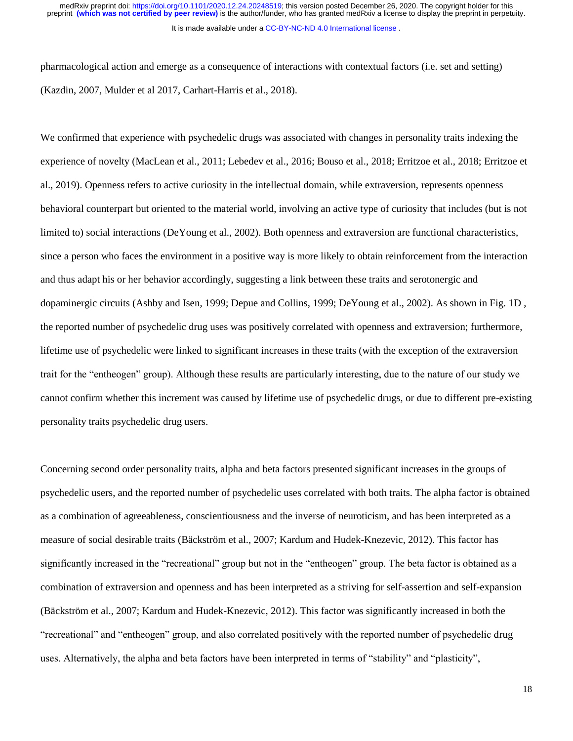pharmacological action and emerge as a consequence of interactions with contextual factors (i.e. set and setting) (Kazdin, 2007, Mulder et al 2017, Carhart-Harris et al., 2018).

We confirmed that experience with psychedelic drugs was associated with changes in personality traits indexing the experience of novelty (MacLean et al., 2011; Lebedev et al., 2016; Bouso et al., 2018; Erritzoe et al., 2018; Erritzoe et al., 2019). Openness refers to active curiosity in the intellectual domain, while extraversion, represents openness behavioral counterpart but oriented to the material world, involving an active type of curiosity that includes (but is not limited to) social interactions (DeYoung et al., 2002). Both openness and extraversion are functional characteristics, since a person who faces the environment in a positive way is more likely to obtain reinforcement from the interaction and thus adapt his or her behavior accordingly, suggesting a link between these traits and serotonergic and dopaminergic circuits (Ashby and Isen, 1999; Depue and Collins, 1999; DeYoung et al., 2002). As shown in Fig. 1D , the reported number of psychedelic drug uses was positively correlated with openness and extraversion; furthermore, lifetime use of psychedelic were linked to significant increases in these traits (with the exception of the extraversion trait for the "entheogen" group). Although these results are particularly interesting, due to the nature of our study we cannot confirm whether this increment was caused by lifetime use of psychedelic drugs, or due to different pre-existing personality traits psychedelic drug users.

Concerning second order personality traits, alpha and beta factors presented significant increases in the groups of psychedelic users, and the reported number of psychedelic uses correlated with both traits. The alpha factor is obtained as a combination of agreeableness, conscientiousness and the inverse of neuroticism, and has been interpreted as a measure of social desirable traits (Bäckström et al., 2007; Kardum and Hudek-Knezevic, 2012). This factor has significantly increased in the "recreational" group but not in the "entheogen" group. The beta factor is obtained as a combination of extraversion and openness and has been interpreted as a striving for self-assertion and self-expansion (Bäckström et al., 2007; Kardum and Hudek-Knezevic, 2012). This factor was significantly increased in both the "recreational" and "entheogen" group, and also correlated positively with the reported number of psychedelic drug uses. Alternatively, the alpha and beta factors have been interpreted in terms of "stability" and "plasticity",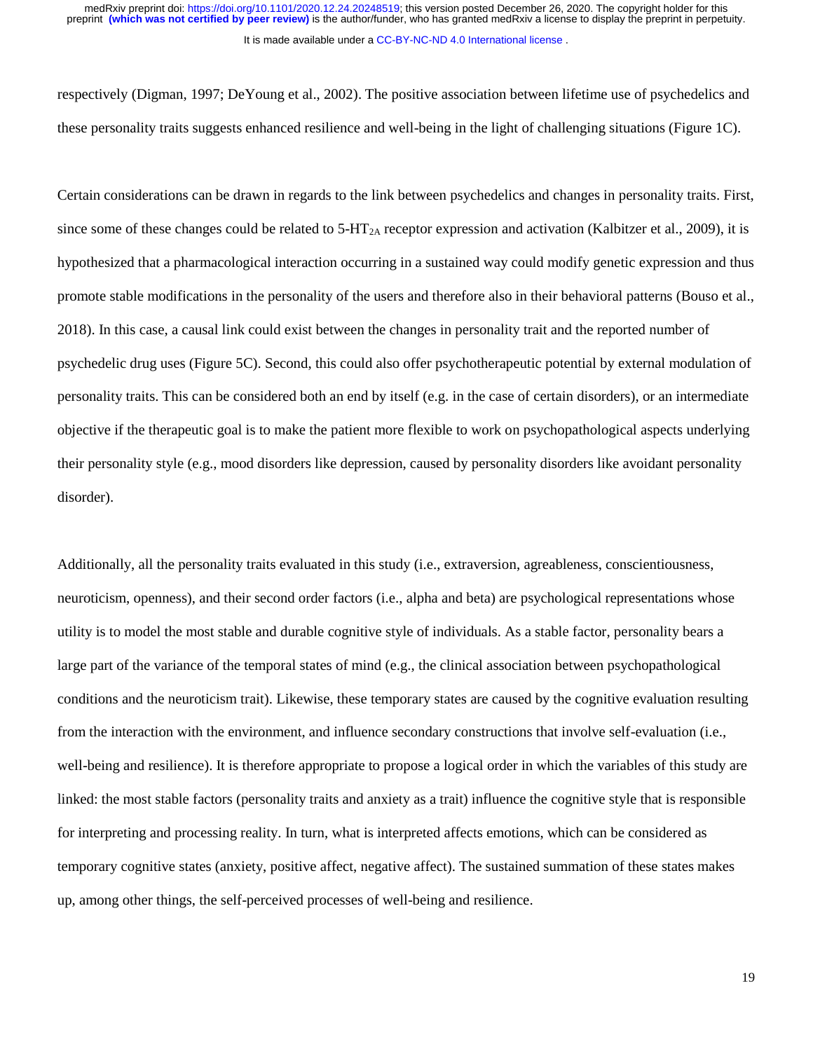respectively (Digman, 1997; DeYoung et al., 2002). The positive association between lifetime use of psychedelics and these personality traits suggests enhanced resilience and well-being in the light of challenging situations (Figure 1C).

Certain considerations can be drawn in regards to the link between psychedelics and changes in personality traits. First, since some of these changes could be related to 5-$HT_{2A}$ receptor expression and activation (Kalbitzer et al., 2009), it is hypothesized that a pharmacological interaction occurring in a sustained way could modify genetic expression and thus promote stable modifications in the personality of the users and therefore also in their behavioral patterns (Bouso et al., 2018). In this case, a causal link could exist between the changes in personality trait and the reported number of psychedelic drug uses (Figure 5C). Second, this could also offer psychotherapeutic potential by external modulation of personality traits. This can be considered both an end by itself (e.g. in the case of certain disorders), or an intermediate objective if the therapeutic goal is to make the patient more flexible to work on psychopathological aspects underlying their personality style (e.g., mood disorders like depression, caused by personality disorders like avoidant personality disorder).

Additionally, all the personality traits evaluated in this study (i.e., extraversion, agreeableness, conscientiousness, neuroticism, openness), and their second order factors (i.e., alpha and beta) are psychological representations whose utility is to model the most stable and durable cognitive style of individuals. As a stable factor, personality bears a large part of the variance of the temporal states of mind (e.g., the clinical association between psychopathological conditions and the neuroticism trait). Likewise, these temporary states are caused by the cognitive evaluation resulting from the interaction with the environment, and influence secondary constructions that involve self-evaluation (i.e., well-being and resilience). It is therefore appropriate to propose a logical order in which the variables of this study are linked: the most stable factors (personality traits and anxiety as a trait) influence the cognitive style that is responsible for interpreting and processing reality. In turn, what is interpreted affects emotions, which can be considered as temporary cognitive states (anxiety, positive affect, negative affect). The sustained summation of these states makes up, among other things, the self-perceived processes of well-being and resilience.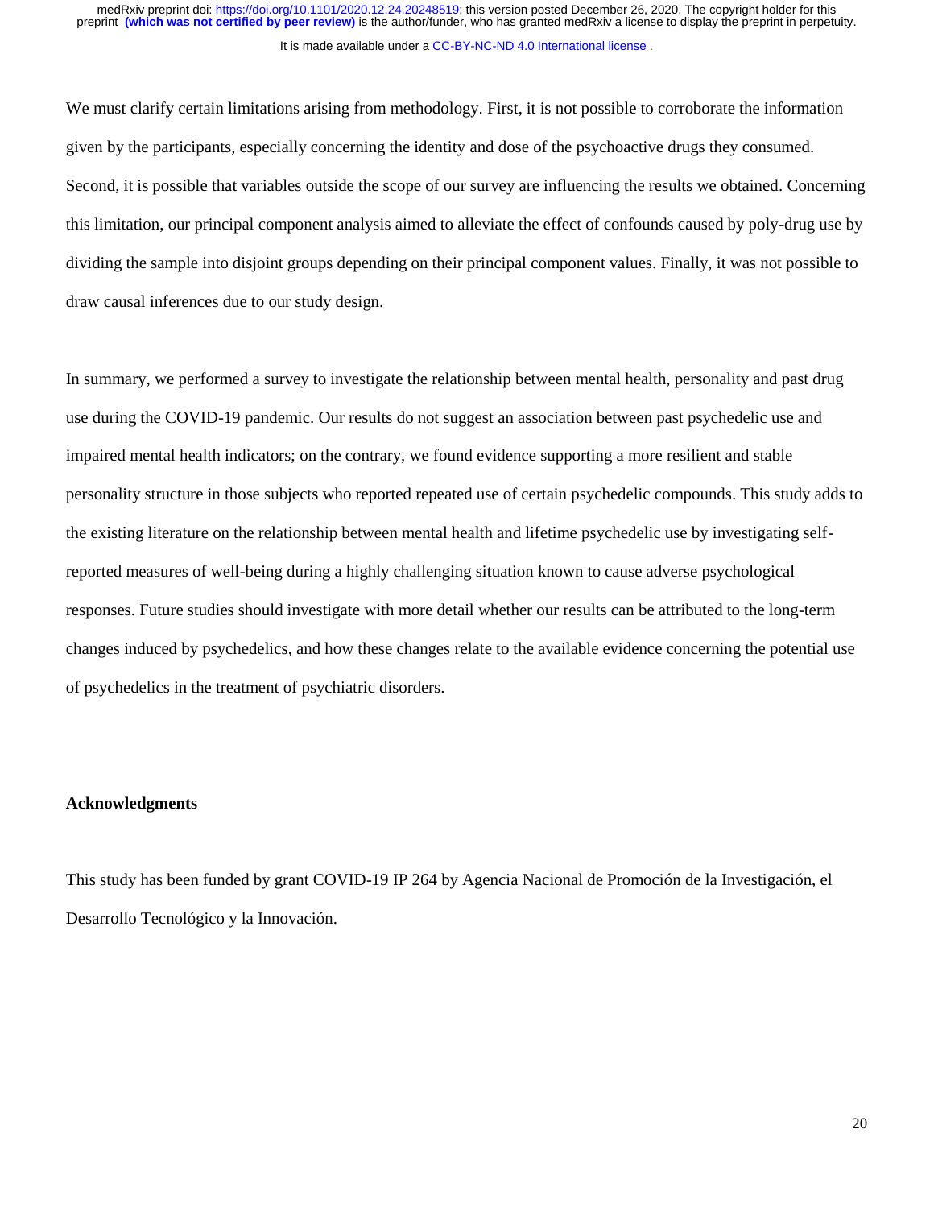We must clarify certain limitations arising from methodology. First, it is not possible to corroborate the information given by the participants, especially concerning the identity and dose of the psychoactive drugs they consumed. Second, it is possible that variables outside the scope of our survey are influencing the results we obtained. Concerning this limitation, our principal component analysis aimed to alleviate the effect of confounds caused by poly-drug use by dividing the sample into disjoint groups depending on their principal component values. Finally, it was not possible to draw causal inferences due to our study design.

In summary, we performed a survey to investigate the relationship between mental health, personality and past drug use during the COVID-19 pandemic. Our results do not suggest an association between past psychedelic use and impaired mental health indicators; on the contrary, we found evidence supporting a more resilient and stable personality structure in those subjects who reported repeated use of certain psychedelic compounds. This study adds to the existing literature on the relationship between mental health and lifetime psychedelic use by investigating self-reported measures of well-being during a highly challenging situation known to cause adverse psychological responses. Future studies should investigate with more detail whether our results can be attributed to the long-term changes induced by psychedelics, and how these changes relate to the available evidence concerning the potential use of psychedelics in the treatment of psychiatric disorders.

**Acknowledgments**

This study has been funded by grant COVID-19 IP 264 by Agencia Nacional de Promoción de la Investigación, el Desarrollo Tecnológico y la Innovación.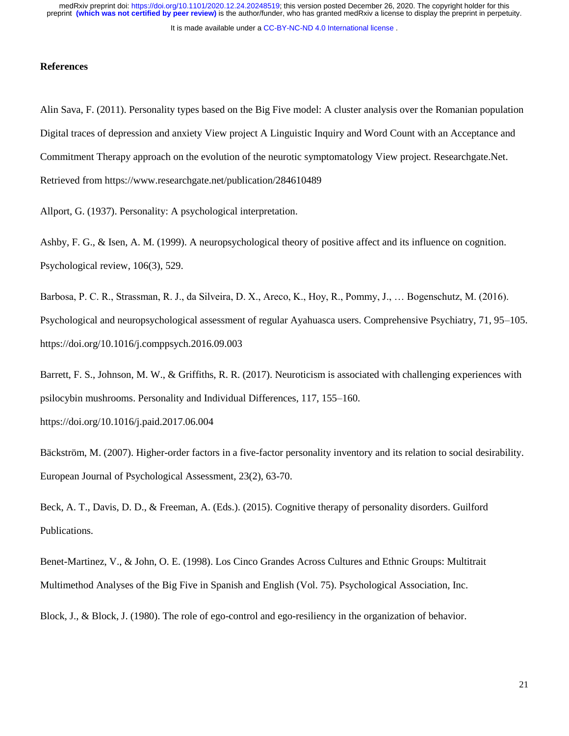## References

Alin Sava, F. (2011). Personality types based on the Big Five model: A cluster analysis over the Romanian population Digital traces of depression and anxiety View project A Linguistic Inquiry and Word Count with an Acceptance and Commitment Therapy approach on the evolution of the neurotic symptomatology View project. Researchgate.Net. Retrieved from https://www.researchgate.net/publication/284610489

Allport, G. (1937). Personality: A psychological interpretation.

Ashby, F. G., & Isen, A. M. (1999). A neuropsychological theory of positive affect and its influence on cognition. Psychological review, 106(3), 529.

Barbosa, P. C. R., Strassman, R. J., da Silveira, D. X., Areco, K., Hoy, R., Pommy, J., … Bogenschutz, M. (2016). Psychological and neuropsychological assessment of regular Ayahuasca users. Comprehensive Psychiatry, 71, 95–105. https://doi.org/10.1016/j.comppsych.2016.09.003

Barrett, F. S., Johnson, M. W., & Griffiths, R. R. (2017). Neuroticism is associated with challenging experiences with psilocybin mushrooms. Personality and Individual Differences, 117, 155–160. https://doi.org/10.1016/j.paid.2017.06.004

Bäckström, M. (2007). Higher-order factors in a five-factor personality inventory and its relation to social desirability. European Journal of Psychological Assessment, 23(2), 63-70.

Beck, A. T., Davis, D. D., & Freeman, A. (Eds.). (2015). Cognitive therapy of personality disorders. Guilford Publications.

Benet-Martinez, V., & John, O. E. (1998). Los Cinco Grandes Across Cultures and Ethnic Groups: Multitrait Multimethod Analyses of the Big Five in Spanish and English (Vol. 75). Psychological Association, Inc.

Block, J., & Block, J. (1980). The role of ego-control and ego-resiliency in the organization of behavior.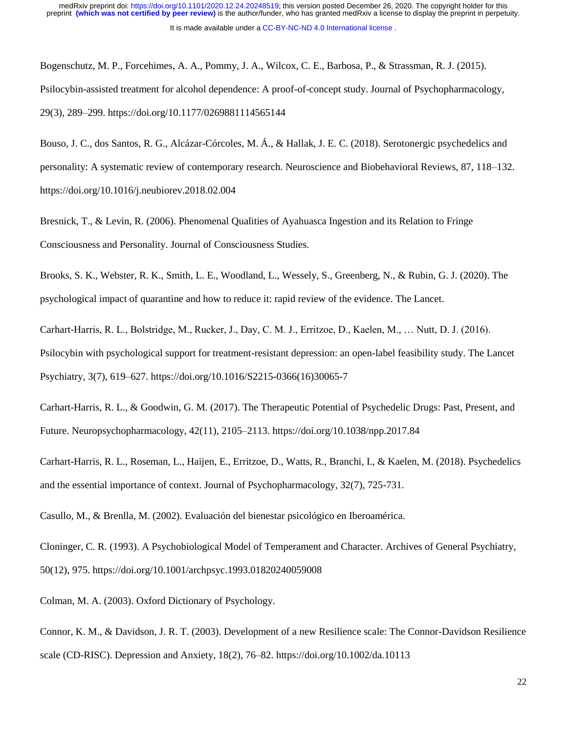Bogenschutz, M. P., Forcehimes, A. A., Pommy, J. A., Wilcox, C. E., Barbosa, P., & Strassman, R. J. (2015). Psilocybin-assisted treatment for alcohol dependence: A proof-of-concept study. Journal of Psychopharmacology, 29(3), 289–299. https://doi.org/10.1177/0269881114565144

Bouso, J. C., dos Santos, R. G., Alcázar-Córcoles, M. Á., & Hallak, J. E. C. (2018). Serotonergic psychedelics and personality: A systematic review of contemporary research. Neuroscience and Biobehavioral Reviews, 87, 118–132. https://doi.org/10.1016/j.neubiorev.2018.02.004

Bresnick, T., & Levin, R. (2006). Phenomenal Qualities of Ayahuasca Ingestion and its Relation to Fringe Consciousness and Personality. Journal of Consciousness Studies.

Brooks, S. K., Webster, R. K., Smith, L. E., Woodland, L., Wessely, S., Greenberg, N., & Rubin, G. J. (2020). The psychological impact of quarantine and how to reduce it: rapid review of the evidence. The Lancet.

Carhart-Harris, R. L., Bolstridge, M., Rucker, J., Day, C. M. J., Erritzoe, D., Kaelen, M., … Nutt, D. J. (2016). Psilocybin with psychological support for treatment-resistant depression: an open-label feasibility study. The Lancet Psychiatry, 3(7), 619–627. https://doi.org/10.1016/S2215-0366(16)30065-7

Carhart-Harris, R. L., & Goodwin, G. M. (2017). The Therapeutic Potential of Psychedelic Drugs: Past, Present, and Future. Neuropsychopharmacology, 42(11), 2105–2113. https://doi.org/10.1038/npp.2017.84

Carhart-Harris, R. L., Roseman, L., Haijen, E., Erritzoe, D., Watts, R., Branchi, I., & Kaelen, M. (2018). Psychedelics and the essential importance of context. Journal of Psychopharmacology, 32(7), 725-731.

Casullo, M., & Brenlla, M. (2002). Evaluación del bienestar psicológico en Iberoamérica.

Cloninger, C. R. (1993). A Psychobiological Model of Temperament and Character. Archives of General Psychiatry, 50(12), 975. https://doi.org/10.1001/archpsyc.1993.01820240059008

Colman, M. A. (2003). Oxford Dictionary of Psychology.

Connor, K. M., & Davidson, J. R. T. (2003). Development of a new Resilience scale: The Connor-Davidson Resilience scale (CD-RISC). Depression and Anxiety, 18(2), 76–82. https://doi.org/10.1002/da.10113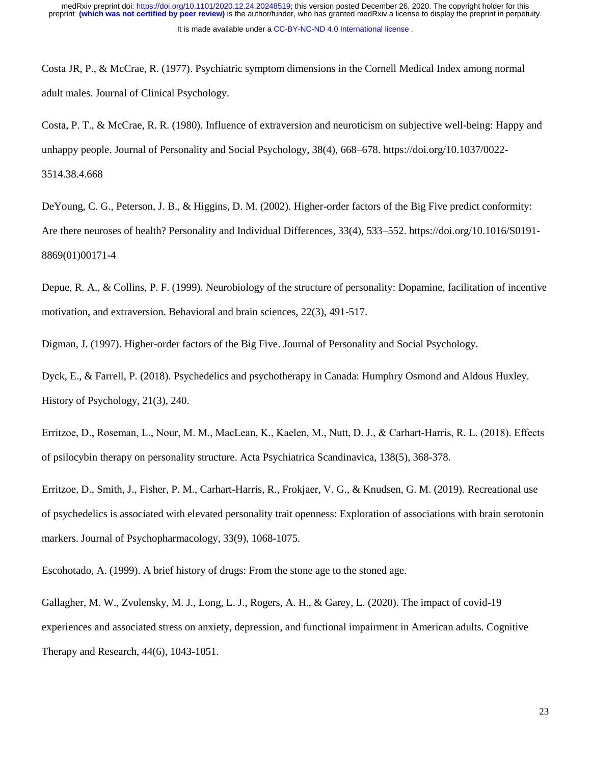Costa JR, P., & McCrae, R. (1977). Psychiatric symptom dimensions in the Cornell Medical Index among normal adult males. Journal of Clinical Psychology.

Costa, P. T., & McCrae, R. R. (1980). Influence of extraversion and neuroticism on subjective well-being: Happy and unhappy people. Journal of Personality and Social Psychology, 38(4), 668–678. https://doi.org/10.1037/0022-3514.38.4.668

DeYoung, C. G., Peterson, J. B., & Higgins, D. M. (2002). Higher-order factors of the Big Five predict conformity: Are there neuroses of health? Personality and Individual Differences, 33(4), 533–552. https://doi.org/10.1016/S0191-8869(01)00171-4

Depue, R. A., & Collins, P. F. (1999). Neurobiology of the structure of personality: Dopamine, facilitation of incentive motivation, and extraversion. Behavioral and brain sciences, 22(3), 491-517.

Digman, J. (1997). Higher-order factors of the Big Five. Journal of Personality and Social Psychology.

Dyck, E., & Farrell, P. (2018). Psychedelics and psychotherapy in Canada: Humphry Osmond and Aldous Huxley. History of Psychology, 21(3), 240.

Erritzoe, D., Roseman, L., Nour, M. M., MacLean, K., Kaelen, M., Nutt, D. J., & Carhart-Harris, R. L. (2018). Effects of psilocybin therapy on personality structure. Acta Psychiatrica Scandinavica, 138(5), 368-378.

Erritzoe, D., Smith, J., Fisher, P. M., Carhart-Harris, R., Frokjaer, V. G., & Knudsen, G. M. (2019). Recreational use of psychedelics is associated with elevated personality trait openness: Exploration of associations with brain serotonin markers. Journal of Psychopharmacology, 33(9), 1068-1075.

Escohotado, A. (1999). A brief history of drugs: From the stone age to the stoned age.

Gallagher, M. W., Zvolensky, M. J., Long, L. J., Rogers, A. H., & Garey, L. (2020). The impact of covid-19 experiences and associated stress on anxiety, depression, and functional impairment in American adults. Cognitive Therapy and Research, 44(6), 1043-1051.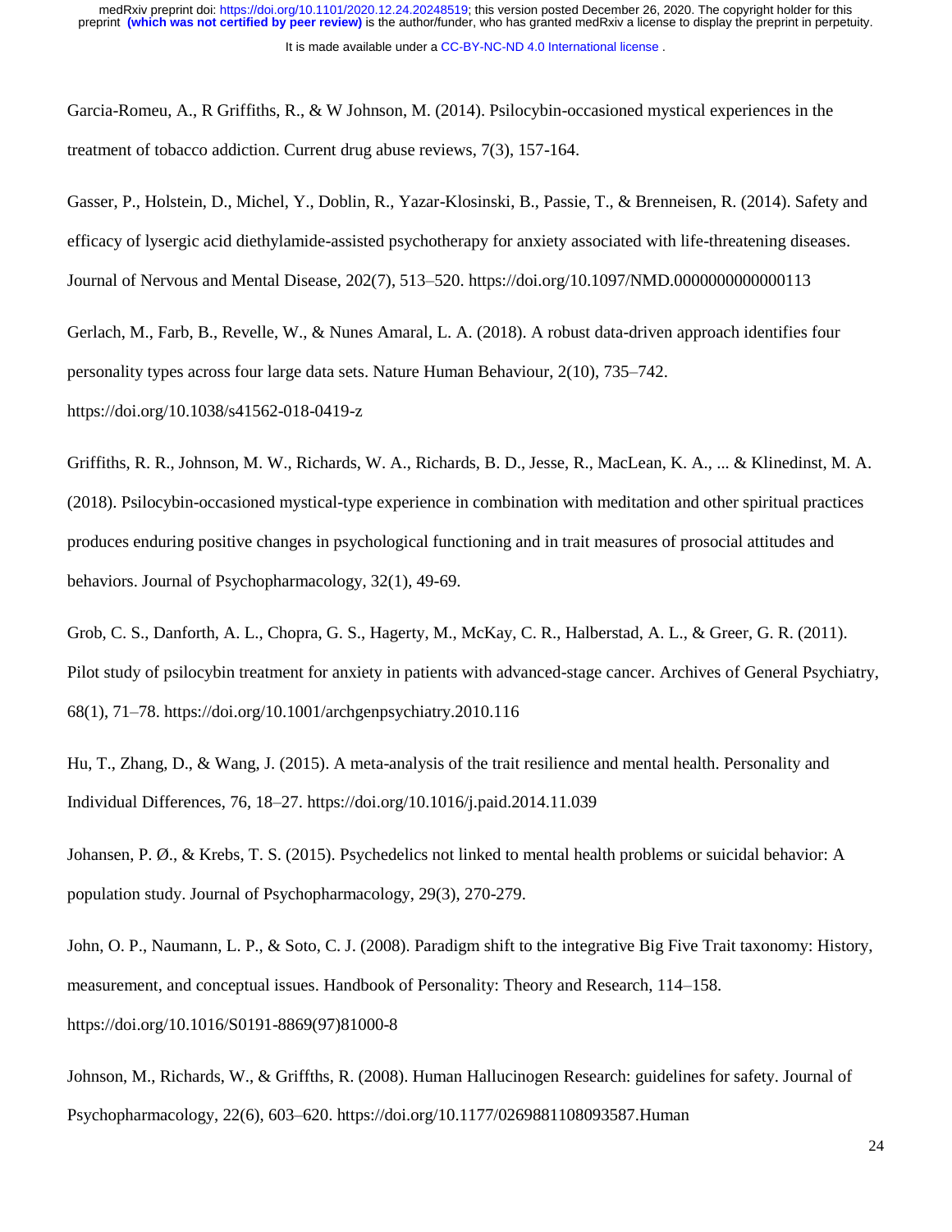Garcia-Romeu, A., R Griffiths, R., & W Johnson, M. (2014). Psilocybin-occasioned mystical experiences in the treatment of tobacco addiction. Current drug abuse reviews, 7(3), 157-164.

Gasser, P., Holstein, D., Michel, Y., Doblin, R., Yazar-Klosinski, B., Passie, T., & Brenneisen, R. (2014). Safety and efficacy of lysergic acid diethylamide-assisted psychotherapy for anxiety associated with life-threatening diseases. Journal of Nervous and Mental Disease, 202(7), 513–520. https://doi.org/10.1097/NMD.0000000000000113

Gerlach, M., Farb, B., Revelle, W., & Nunes Amaral, L. A. (2018). A robust data-driven approach identifies four personality types across four large data sets. Nature Human Behaviour, 2(10), 735–742. https://doi.org/10.1038/s41562-018-0419-z

Griffiths, R. R., Johnson, M. W., Richards, W. A., Richards, B. D., Jesse, R., MacLean, K. A., ... & Klinedinst, M. A. (2018). Psilocybin-occasioned mystical-type experience in combination with meditation and other spiritual practices produces enduring positive changes in psychological functioning and in trait measures of prosocial attitudes and behaviors. Journal of Psychopharmacology, 32(1), 49-69.

Grob, C. S., Danforth, A. L., Chopra, G. S., Hagerty, M., McKay, C. R., Halberstad, A. L., & Greer, G. R. (2011). Pilot study of psilocybin treatment for anxiety in patients with advanced-stage cancer. Archives of General Psychiatry, 68(1), 71–78. https://doi.org/10.1001/archgenpsychiatry.2010.116

Hu, T., Zhang, D., & Wang, J. (2015). A meta-analysis of the trait resilience and mental health. Personality and Individual Differences, 76, 18–27. https://doi.org/10.1016/j.paid.2014.11.039

Johansen, P. Ø., & Krebs, T. S. (2015). Psychedelics not linked to mental health problems or suicidal behavior: A population study. Journal of Psychopharmacology, 29(3), 270-279.

John, O. P., Naumann, L. P., & Soto, C. J. (2008). Paradigm shift to the integrative Big Five Trait taxonomy: History, measurement, and conceptual issues. Handbook of Personality: Theory and Research, 114–158. https://doi.org/10.1016/S0191-8869(97)81000-8

Johnson, M., Richards, W., & Griffths, R. (2008). Human Hallucinogen Research: guidelines for safety. Journal of Psychopharmacology, 22(6), 603–620. https://doi.org/10.1177/0269881108093587.Human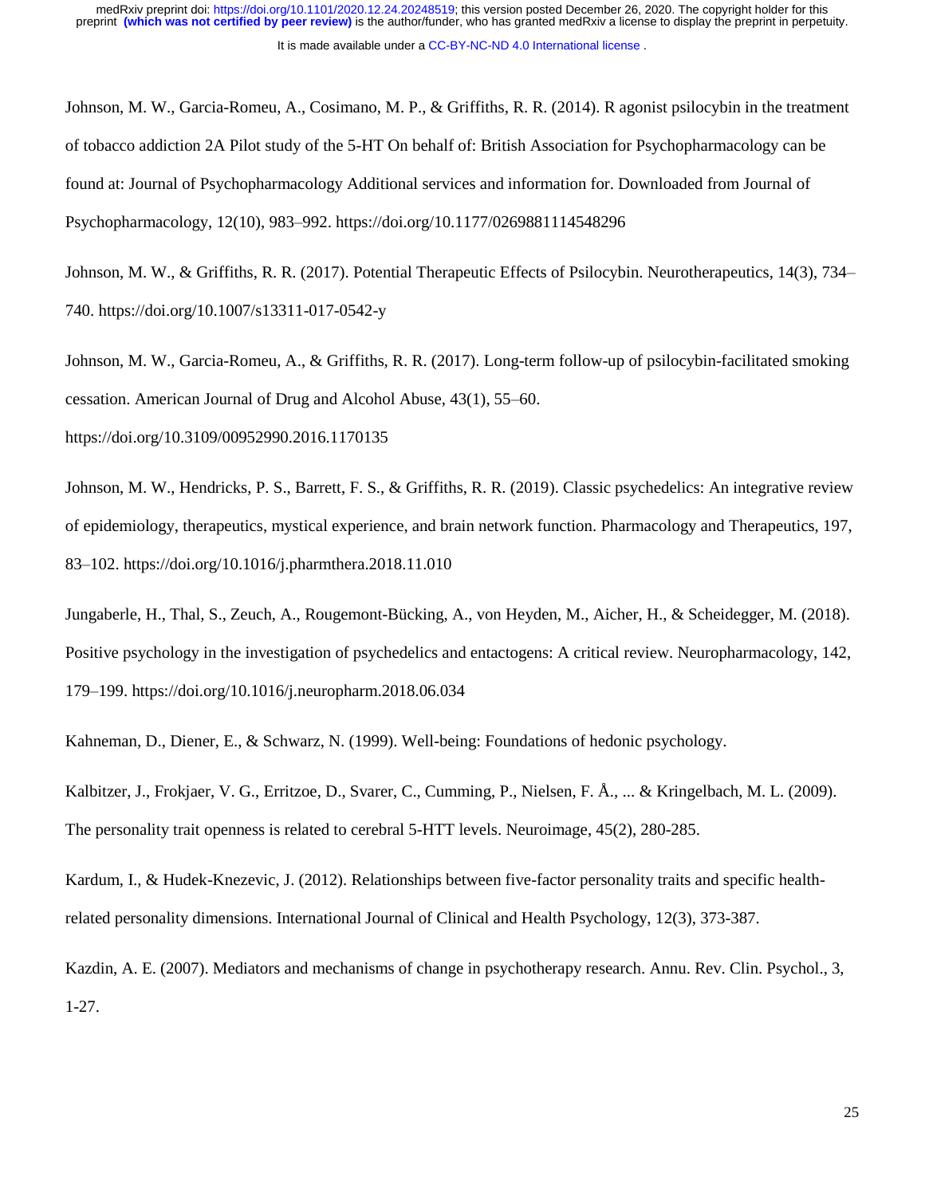Johnson, M. W., Garcia-Romeu, A., Cosimano, M. P., & Griffiths, R. R. (2014). R agonist psilocybin in the treatment of tobacco addiction 2A Pilot study of the 5-HT On behalf of: British Association for Psychopharmacology can be found at: Journal of Psychopharmacology Additional services and information for. Downloaded from Journal of Psychopharmacology, 12(10), 983–992. https://doi.org/10.1177/0269881114548296

Johnson, M. W., & Griffiths, R. R. (2017). Potential Therapeutic Effects of Psilocybin. Neurotherapeutics, 14(3), 734–740. https://doi.org/10.1007/s13311-017-0542-y

Johnson, M. W., Garcia-Romeu, A., & Griffiths, R. R. (2017). Long-term follow-up of psilocybin-facilitated smoking cessation. American Journal of Drug and Alcohol Abuse, 43(1), 55–60. https://doi.org/10.3109/00952990.2016.1170135

Johnson, M. W., Hendricks, P. S., Barrett, F. S., & Griffiths, R. R. (2019). Classic psychedelics: An integrative review of epidemiology, therapeutics, mystical experience, and brain network function. Pharmacology and Therapeutics, 197, 83–102. https://doi.org/10.1016/j.pharmthera.2018.11.010

Jungaberle, H., Thal, S., Zeuch, A., Rougemont-Bücking, A., von Heyden, M., Aicher, H., & Scheidegger, M. (2018). Positive psychology in the investigation of psychedelics and entactogens: A critical review. Neuropharmacology, 142, 179–199. https://doi.org/10.1016/j.neuropharm.2018.06.034

Kahneman, D., Diener, E., & Schwarz, N. (1999). Well-being: Foundations of hedonic psychology.

Kalbitzer, J., Frokjaer, V. G., Erritzoe, D., Svarer, C., Cumming, P., Nielsen, F. Å., ... & Kringelbach, M. L. (2009). The personality trait openness is related to cerebral 5-HTT levels. Neuroimage, 45(2), 280-285.

Kardum, I., & Hudek-Knezevic, J. (2012). Relationships between five-factor personality traits and specific health-related personality dimensions. International Journal of Clinical and Health Psychology, 12(3), 373-387.

Kazdin, A. E. (2007). Mediators and mechanisms of change in psychotherapy research. Annu. Rev. Clin. Psychol., 3, 1-27.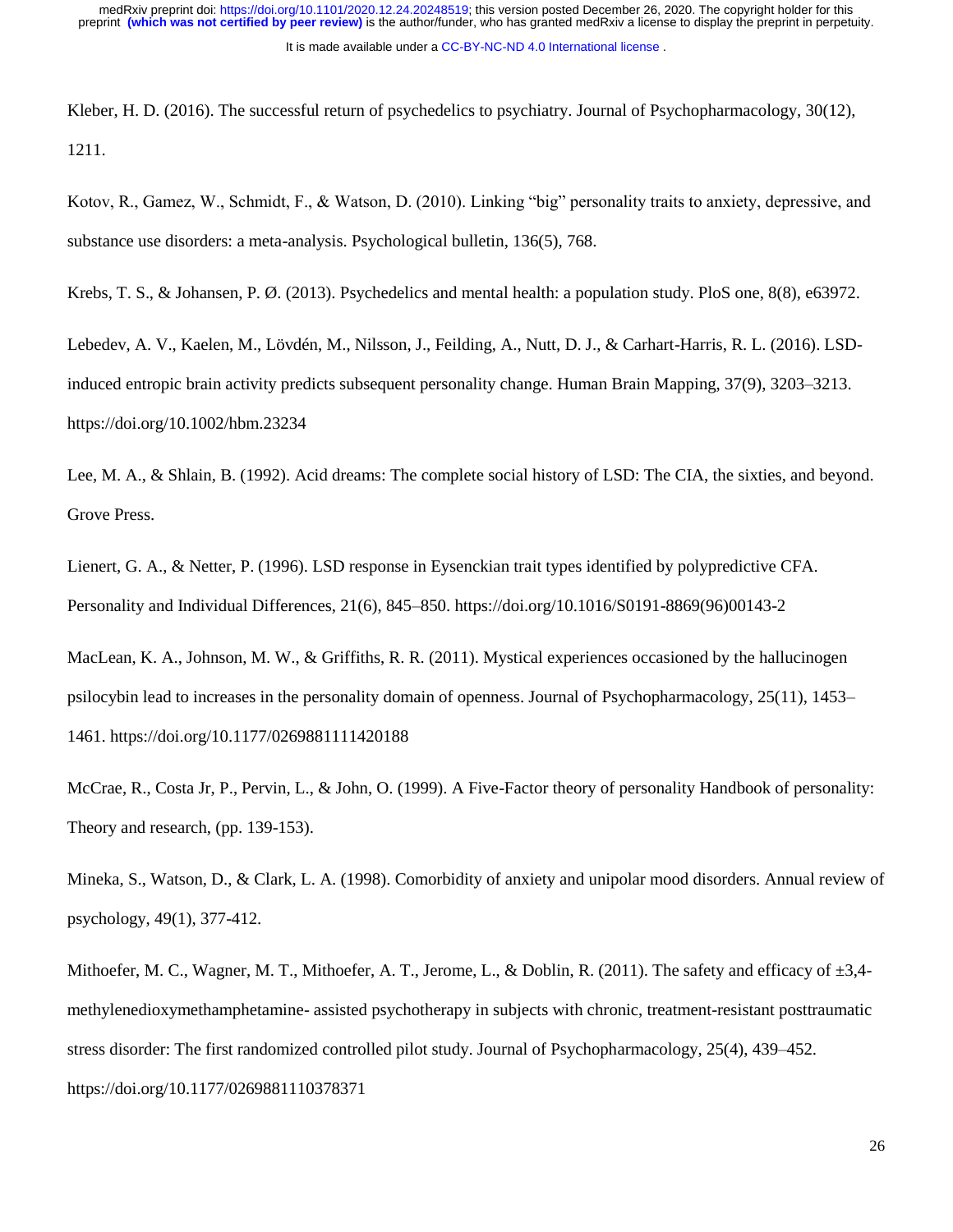Kleber, H. D. (2016). The successful return of psychedelics to psychiatry. Journal of Psychopharmacology, 30(12), 1211.

Kotov, R., Gamez, W., Schmidt, F., & Watson, D. (2010). Linking “big” personality traits to anxiety, depressive, and substance use disorders: a meta-analysis. Psychological bulletin, 136(5), 768.

Krebs, T. S., & Johansen, P. Ø. (2013). Psychedelics and mental health: a population study. PloS one, 8(8), e63972.

Lebedev, A. V., Kaelen, M., Lövdén, M., Nilsson, J., Feilding, A., Nutt, D. J., & Carhart-Harris, R. L. (2016). LSD-induced entropic brain activity predicts subsequent personality change. Human Brain Mapping, 37(9), 3203–3213. https://doi.org/10.1002/hbm.23234

Lee, M. A., & Shlain, B. (1992). Acid dreams: The complete social history of LSD: The CIA, the sixties, and beyond. Grove Press.

Lienert, G. A., & Netter, P. (1996). LSD response in Eysenckian trait types identified by polypredictive CFA. Personality and Individual Differences, 21(6), 845–850. https://doi.org/10.1016/S0191-8869(96)00143-2

MacLean, K. A., Johnson, M. W., & Griffiths, R. R. (2011). Mystical experiences occasioned by the hallucinogen psilocybin lead to increases in the personality domain of openness. Journal of Psychopharmacology, 25(11), 1453–1461. https://doi.org/10.1177/0269881111420188

McCrae, R., Costa Jr, P., Pervin, L., & John, O. (1999). A Five-Factor theory of personality Handbook of personality: Theory and research, (pp. 139-153).

Mineka, S., Watson, D., & Clark, L. A. (1998). Comorbidity of anxiety and unipolar mood disorders. Annual review of psychology, 49(1), 377-412.

Mithoefer, M. C., Wagner, M. T., Mithoefer, A. T., Jerome, L., & Doblin, R. (2011). The safety and efficacy of ±3,4-methylenedioxymethamphetamine- assisted psychotherapy in subjects with chronic, treatment-resistant posttraumatic stress disorder: The first randomized controlled pilot study. Journal of Psychopharmacology, 25(4), 439–452. https://doi.org/10.1177/0269881110378371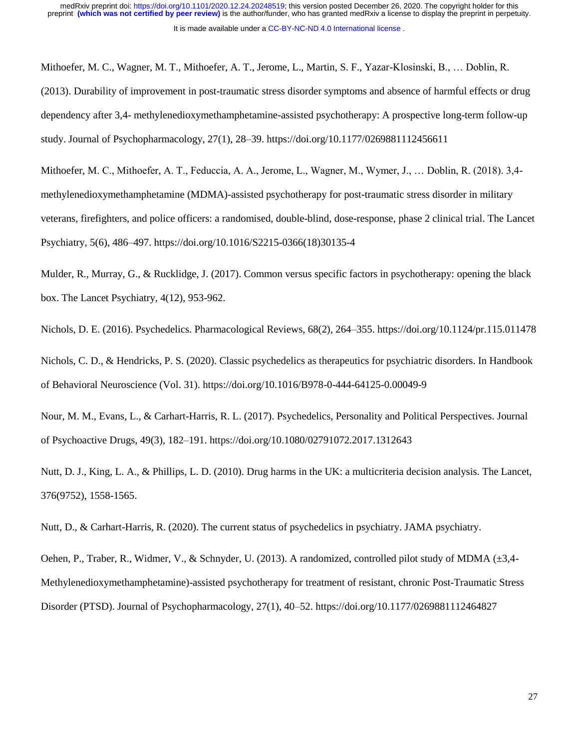Mithoefer, M. C., Wagner, M. T., Mithoefer, A. T., Jerome, L., Martin, S. F., Yazar-Klosinski, B., … Doblin, R. (2013). Durability of improvement in post-traumatic stress disorder symptoms and absence of harmful effects or drug dependency after 3,4- methylenedioxymethamphetamine-assisted psychotherapy: A prospective long-term follow-up study. Journal of Psychopharmacology, 27(1), 28–39. https://doi.org/10.1177/0269881112456611

Mithoefer, M. C., Mithoefer, A. T., Feduccia, A. A., Jerome, L., Wagner, M., Wymer, J., … Doblin, R. (2018). 3,4-methylenedioxymethamphetamine (MDMA)-assisted psychotherapy for post-traumatic stress disorder in military veterans, firefighters, and police officers: a randomised, double-blind, dose-response, phase 2 clinical trial. The Lancet Psychiatry, 5(6), 486–497. https://doi.org/10.1016/S2215-0366(18)30135-4

Mulder, R., Murray, G., & Rucklidge, J. (2017). Common versus specific factors in psychotherapy: opening the black box. The Lancet Psychiatry, 4(12), 953-962.

Nichols, D. E. (2016). Psychedelics. Pharmacological Reviews, 68(2), 264–355. https://doi.org/10.1124/pr.115.011478

Nichols, C. D., & Hendricks, P. S. (2020). Classic psychedelics as therapeutics for psychiatric disorders. In Handbook of Behavioral Neuroscience (Vol. 31). https://doi.org/10.1016/B978-0-444-64125-0.00049-9

Nour, M. M., Evans, L., & Carhart-Harris, R. L. (2017). Psychedelics, Personality and Political Perspectives. Journal of Psychoactive Drugs, 49(3), 182–191. https://doi.org/10.1080/02791072.2017.1312643

Nutt, D. J., King, L. A., & Phillips, L. D. (2010). Drug harms in the UK: a multicriteria decision analysis. The Lancet, 376(9752), 1558-1565.

Nutt, D., & Carhart-Harris, R. (2020). The current status of psychedelics in psychiatry. JAMA psychiatry.

Oehen, P., Traber, R., Widmer, V., & Schnyder, U. (2013). A randomized, controlled pilot study of MDMA (±3,4-Methylenedioxymethamphetamine)-assisted psychotherapy for treatment of resistant, chronic Post-Traumatic Stress Disorder (PTSD). Journal of Psychopharmacology, 27(1), 40–52. https://doi.org/10.1177/0269881112464827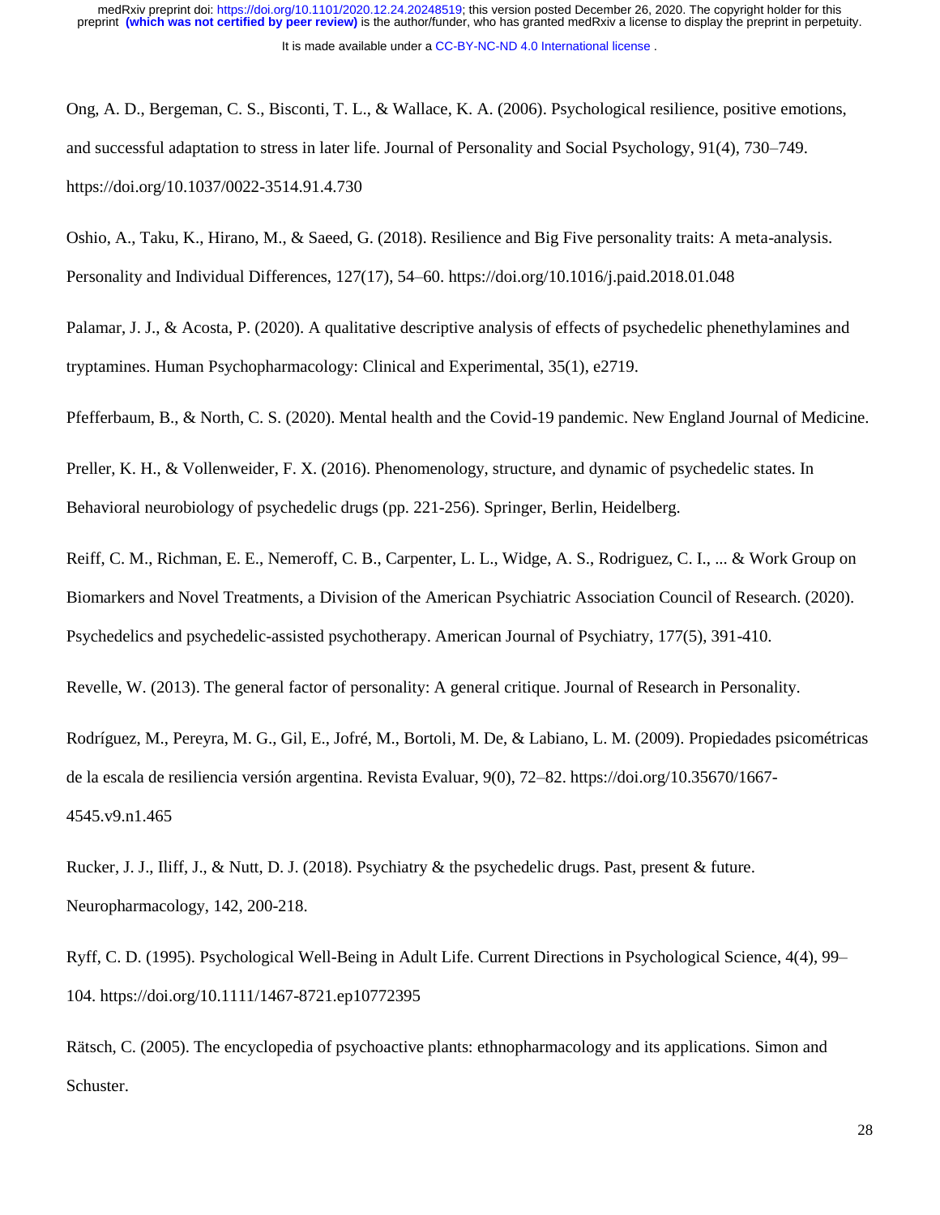Ong, A. D., Bergeman, C. S., Bisconti, T. L., & Wallace, K. A. (2006). Psychological resilience, positive emotions, and successful adaptation to stress in later life. Journal of Personality and Social Psychology, 91(4), 730–749. https://doi.org/10.1037/0022-3514.91.4.730

Oshio, A., Taku, K., Hirano, M., & Saeed, G. (2018). Resilience and Big Five personality traits: A meta-analysis. Personality and Individual Differences, 127(17), 54–60. https://doi.org/10.1016/j.paid.2018.01.048

Palamar, J. J., & Acosta, P. (2020). A qualitative descriptive analysis of effects of psychedelic phenethylamines and tryptamines. Human Psychopharmacology: Clinical and Experimental, 35(1), e2719.

Pfefferbaum, B., & North, C. S. (2020). Mental health and the Covid-19 pandemic. New England Journal of Medicine.

Preller, K. H., & Vollenweider, F. X. (2016). Phenomenology, structure, and dynamic of psychedelic states. In Behavioral neurobiology of psychedelic drugs (pp. 221-256). Springer, Berlin, Heidelberg.

Reiff, C. M., Richman, E. E., Nemeroff, C. B., Carpenter, L. L., Widge, A. S., Rodriguez, C. I., ... & Work Group on Biomarkers and Novel Treatments, a Division of the American Psychiatric Association Council of Research. (2020). Psychedelics and psychedelic-assisted psychotherapy. American Journal of Psychiatry, 177(5), 391-410.

Revelle, W. (2013). The general factor of personality: A general critique. Journal of Research in Personality.

Rodríguez, M., Pereyra, M. G., Gil, E., Jofré, M., Bortoli, M. De, & Labiano, L. M. (2009). Propiedades psicométricas de la escala de resiliencia versión argentina. Revista Evaluar, 9(0), 72–82. https://doi.org/10.35670/1667-4545.v9.n1.465

Rucker, J. J., Iliff, J., & Nutt, D. J. (2018). Psychiatry & the psychedelic drugs. Past, present & future. Neuropharmacology, 142, 200-218.

Ryff, C. D. (1995). Psychological Well-Being in Adult Life. Current Directions in Psychological Science, 4(4), 99–104. https://doi.org/10.1111/1467-8721.ep10772395

Rätsch, C. (2005). The encyclopedia of psychoactive plants: ethnopharmacology and its applications. Simon and Schuster.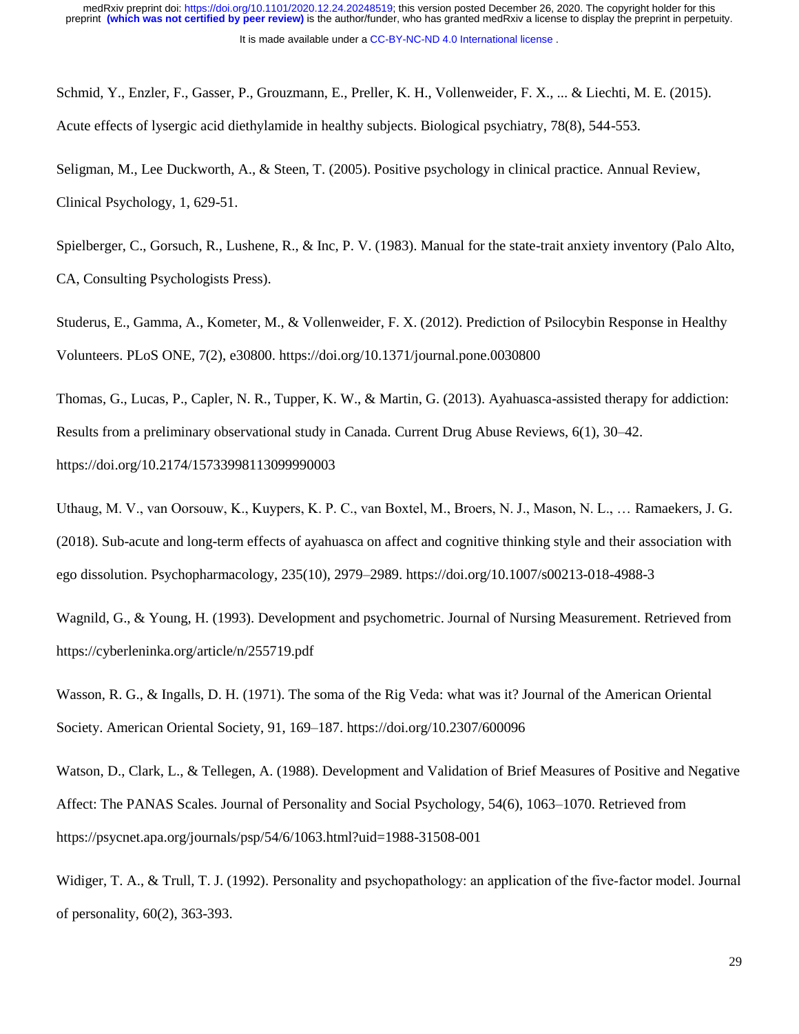Schmid, Y., Enzler, F., Gasser, P., Grouzmann, E., Preller, K. H., Vollenweider, F. X., ... & Liechti, M. E. (2015). Acute effects of lysergic acid diethylamide in healthy subjects. Biological psychiatry, 78(8), 544-553.

Seligman, M., Lee Duckworth, A., & Steen, T. (2005). Positive psychology in clinical practice. Annual Review, Clinical Psychology, 1, 629-51.

Spielberger, C., Gorsuch, R., Lushene, R., & Inc, P. V. (1983). Manual for the state-trait anxiety inventory (Palo Alto, CA, Consulting Psychologists Press).

Studerus, E., Gamma, A., Kometer, M., & Vollenweider, F. X. (2012). Prediction of Psilocybin Response in Healthy Volunteers. PLoS ONE, 7(2), e30800. https://doi.org/10.1371/journal.pone.0030800

Thomas, G., Lucas, P., Capler, N. R., Tupper, K. W., & Martin, G. (2013). Ayahuasca-assisted therapy for addiction: Results from a preliminary observational study in Canada. Current Drug Abuse Reviews, 6(1), 30–42. https://doi.org/10.2174/15733998113099990003

Uthaug, M. V., van Oorsouw, K., Kuypers, K. P. C., van Boxtel, M., Broers, N. J., Mason, N. L., … Ramaekers, J. G. (2018). Sub-acute and long-term effects of ayahuasca on affect and cognitive thinking style and their association with ego dissolution. Psychopharmacology, 235(10), 2979–2989. https://doi.org/10.1007/s00213-018-4988-3

Wagnild, G., & Young, H. (1993). Development and psychometric. Journal of Nursing Measurement. Retrieved from https://cyberleninka.org/article/n/255719.pdf

Wasson, R. G., & Ingalls, D. H. (1971). The soma of the Rig Veda: what was it? Journal of the American Oriental Society. American Oriental Society, 91, 169–187. https://doi.org/10.2307/600096

Watson, D., Clark, L., & Tellegen, A. (1988). Development and Validation of Brief Measures of Positive and Negative Affect: The PANAS Scales. Journal of Personality and Social Psychology, 54(6), 1063–1070. Retrieved from https://psycnet.apa.org/journals/psp/54/6/1063.html?uid=1988-31508-001

Widiger, T. A., & Trull, T. J. (1992). Personality and psychopathology: an application of the five‐factor model. Journal of personality, 60(2), 363-393.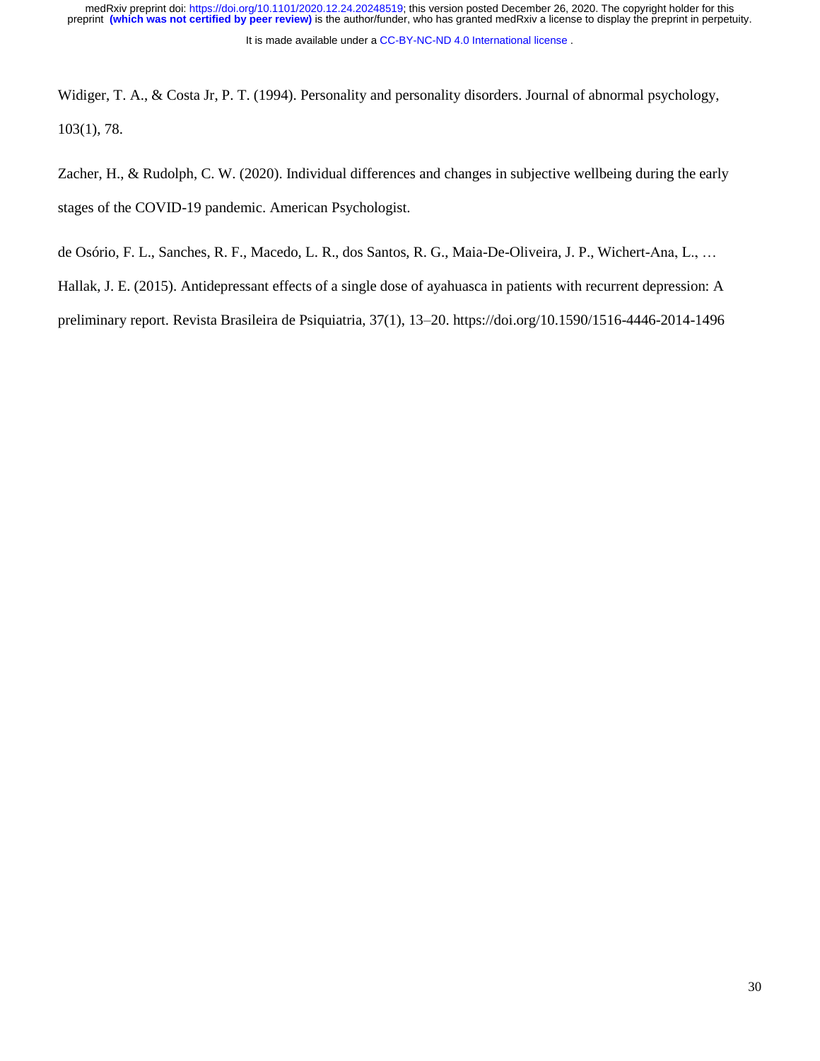Widiger, T. A., & Costa Jr, P. T. (1994). Personality and personality disorders. Journal of abnormal psychology, 103(1), 78.

Zacher, H., & Rudolph, C. W. (2020). Individual differences and changes in subjective wellbeing during the early stages of the COVID-19 pandemic. American Psychologist.

de Osório, F. L., Sanches, R. F., Macedo, L. R., dos Santos, R. G., Maia-De-Oliveira, J. P., Wichert-Ana, L., … Hallak, J. E. (2015). Antidepressant effects of a single dose of ayahuasca in patients with recurrent depression: A preliminary report. Revista Brasileira de Psiquiatria, 37(1), 13–20. https://doi.org/10.1590/1516-4446-2014-1496